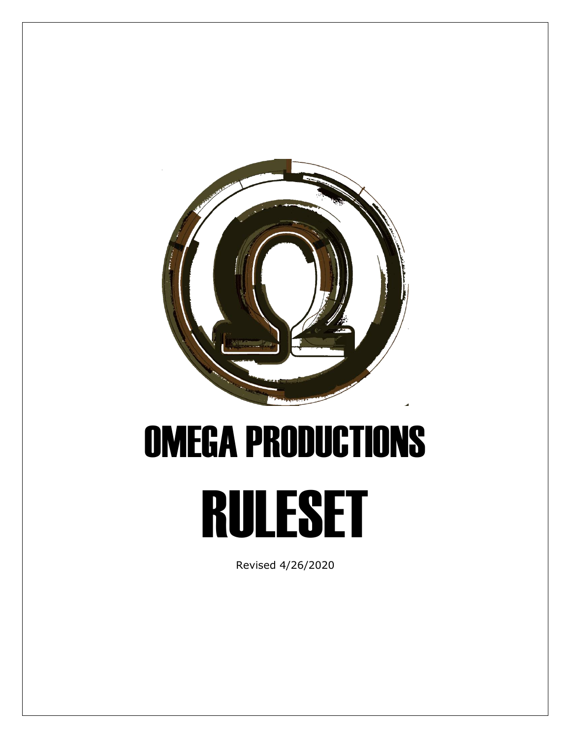# OMEGA PRODUCTIONS

# RULESET

Revised 4/26/2020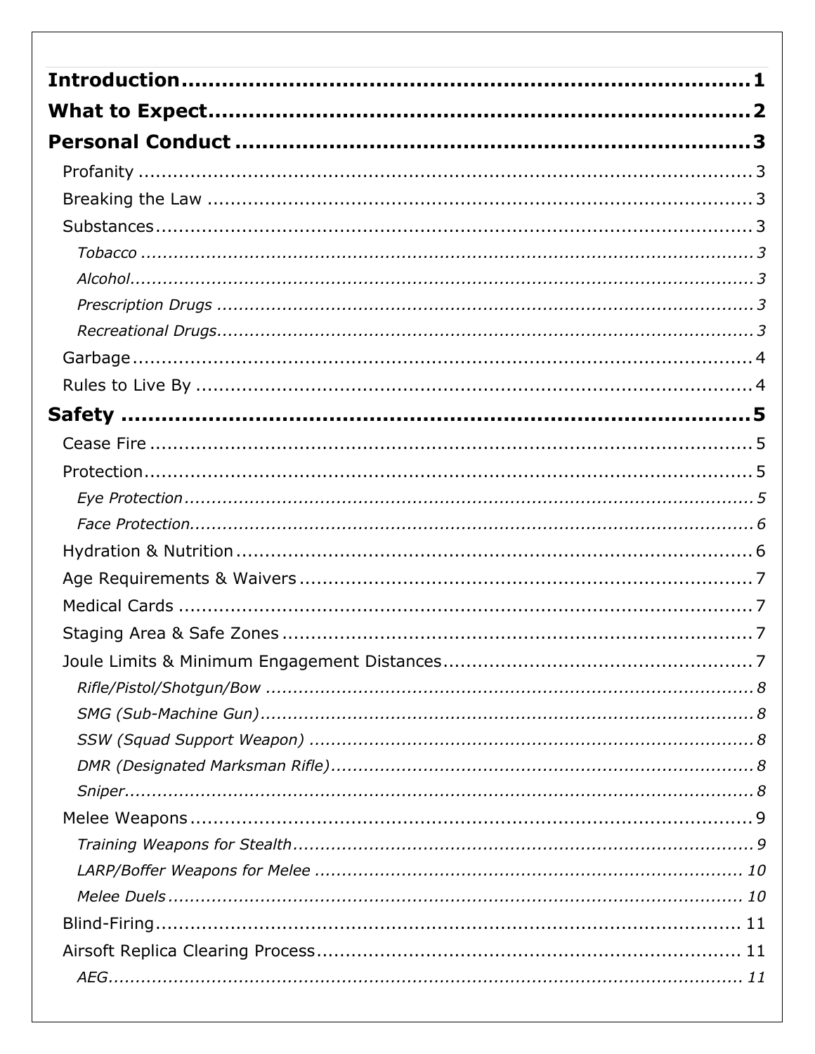**Introduction** .......... 1

**What to Expect** .......... 2

**Personal Conduct** .......... 3

- Profanity .......... 3
- Breaking the Law .......... 3
- Substances .......... 3
  - *Tobacco* .......... 3
  - *Alcohol* .......... 3
  - *Prescription Drugs* .......... 3
  - *Recreational Drugs* .......... 3
- Garbage .......... 4
- Rules to Live By .......... 4

**Safety** .......... 5

- Cease Fire .......... 5
- Protection .......... 5
  - *Eye Protection* .......... 5
  - *Face Protection* .......... 6
- Hydration & Nutrition .......... 6
- Age Requirements & Waivers .......... 7
- Medical Cards .......... 7
- Staging Area & Safe Zones .......... 7
- Joule Limits & Minimum Engagement Distances .......... 7
  - *Rifle/Pistol/Shotgun/Bow* .......... 8
  - *SMG (Sub-Machine Gun)* .......... 8
  - *SSW (Squad Support Weapon)* .......... 8
  - *DMR (Designated Marksman Rifle)* .......... 8
  - *Sniper* .......... 8
- Melee Weapons .......... 9
  - *Training Weapons for Stealth* .......... 9
  - *LARP/Boffer Weapons for Melee* .......... 10
  - *Melee Duels* .......... 10
- Blind-Firing .......... 11
- Airsoft Replica Clearing Process .......... 11
  - *AEG* .......... 11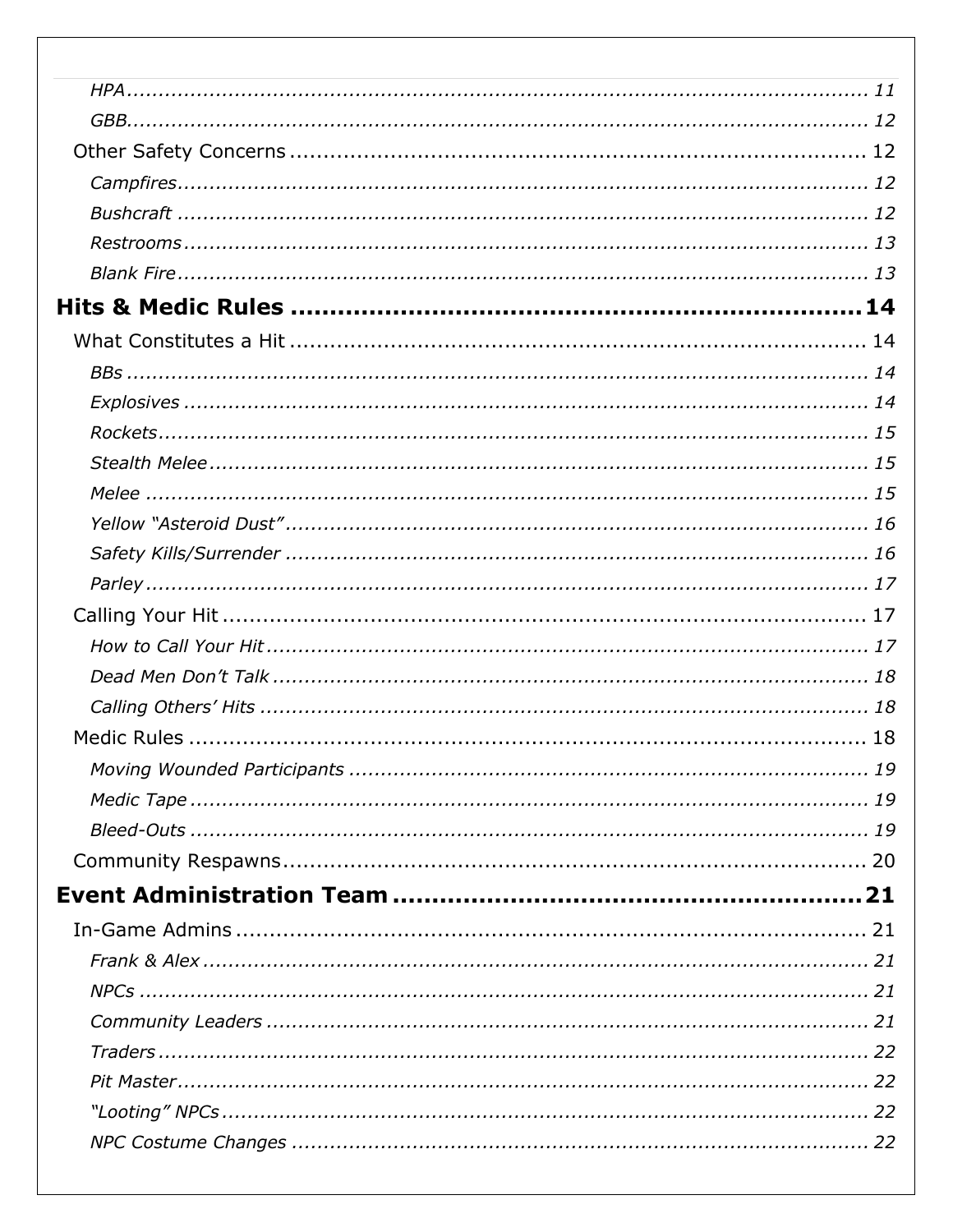*HPA* ........................................................................................................ *11*

*GBB* ........................................................................................................ *12*

Other Safety Concerns ........................................................................ 12

*Campfires* ................................................................................................ *12*

*Bushcraft* ................................................................................................ *12*

*Restrooms* ................................................................................................ *13*

*Blank Fire* ................................................................................................ *13*

**Hits & Medic Rules ........................................................................ 14**

What Constitutes a Hit ........................................................................ 14

*BBs* ........................................................................................................ *14*

*Explosives* ................................................................................................ *14*

*Rockets* ................................................................................................ *15*

*Stealth Melee* ................................................................................................ *15*

*Melee* ................................................................................................ *15*

*Yellow "Asteroid Dust"* ................................................................................ *16*

*Safety Kills/Surrender* ................................................................................ *16*

*Parley* ................................................................................................ *17*

Calling Your Hit ........................................................................ 17

*How to Call Your Hit* ................................................................................ *17*

*Dead Men Don't Talk* ................................................................................ *18*

*Calling Others' Hits* ................................................................................ *18*

Medic Rules ........................................................................ 18

*Moving Wounded Participants* ................................................................................ *19*

*Medic Tape* ................................................................................................ *19*

*Bleed-Outs* ................................................................................................ *19*

Community Respawns ........................................................................ 20

**Event Administration Team ........................................................................ 21**

In-Game Admins ........................................................................ 21

*Frank & Alex* ................................................................................................ *21*

*NPCs* ................................................................................................ *21*

*Community Leaders* ................................................................................ *21*

*Traders* ................................................................................................ *22*

*Pit Master* ................................................................................................ *22*

*"Looting" NPCs* ................................................................................................ *22*

*NPC Costume Changes* ................................................................................ *22*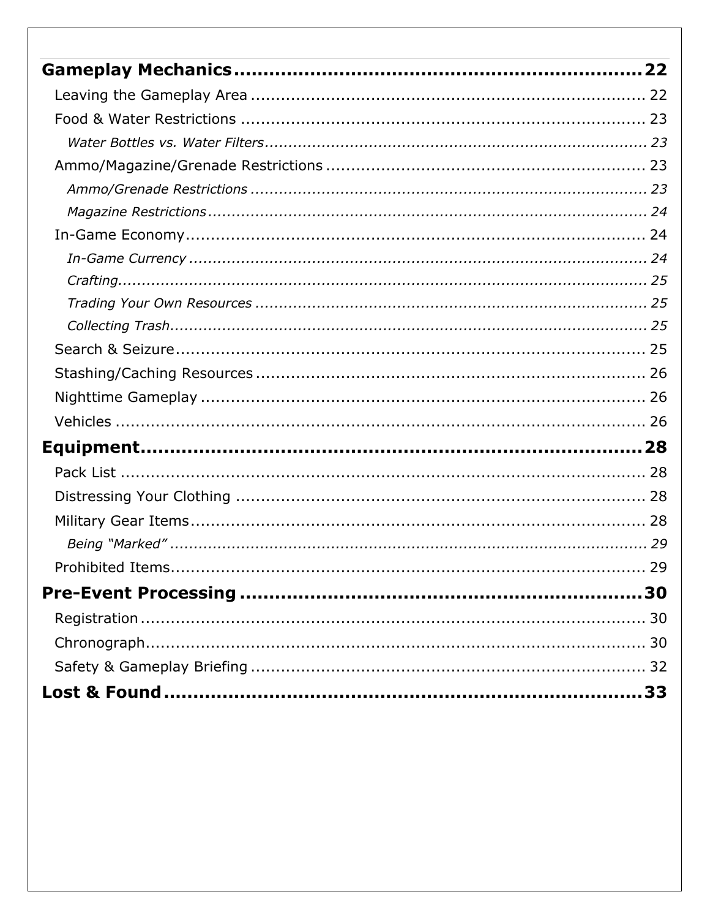**Gameplay Mechanics .......................................................... 22**

Leaving the Gameplay Area ................................................................ 22

Food & Water Restrictions ................................................................ 23

*Water Bottles vs. Water Filters ................................................................ 23*

Ammo/Magazine/Grenade Restrictions ................................................ 23

*Ammo/Grenade Restrictions ................................................................ 23*

*Magazine Restrictions ................................................................ 24*

In-Game Economy ................................................................ 24

*In-Game Currency ................................................................ 24*

*Crafting ................................................................ 25*

*Trading Your Own Resources ................................................................ 25*

*Collecting Trash ................................................................ 25*

Search & Seizure ................................................................ 25

Stashing/Caching Resources ................................................................ 26

Nighttime Gameplay ................................................................ 26

Vehicles ................................................................ 26

**Equipment ................................................................ 28**

Pack List ................................................................ 28

Distressing Your Clothing ................................................................ 28

Military Gear Items ................................................................ 28

*Being "Marked" ................................................................ 29*

Prohibited Items ................................................................ 29

**Pre-Event Processing ................................................................ 30**

Registration ................................................................ 30

Chronograph ................................................................ 30

Safety & Gameplay Briefing ................................................................ 32

**Lost & Found ................................................................ 33**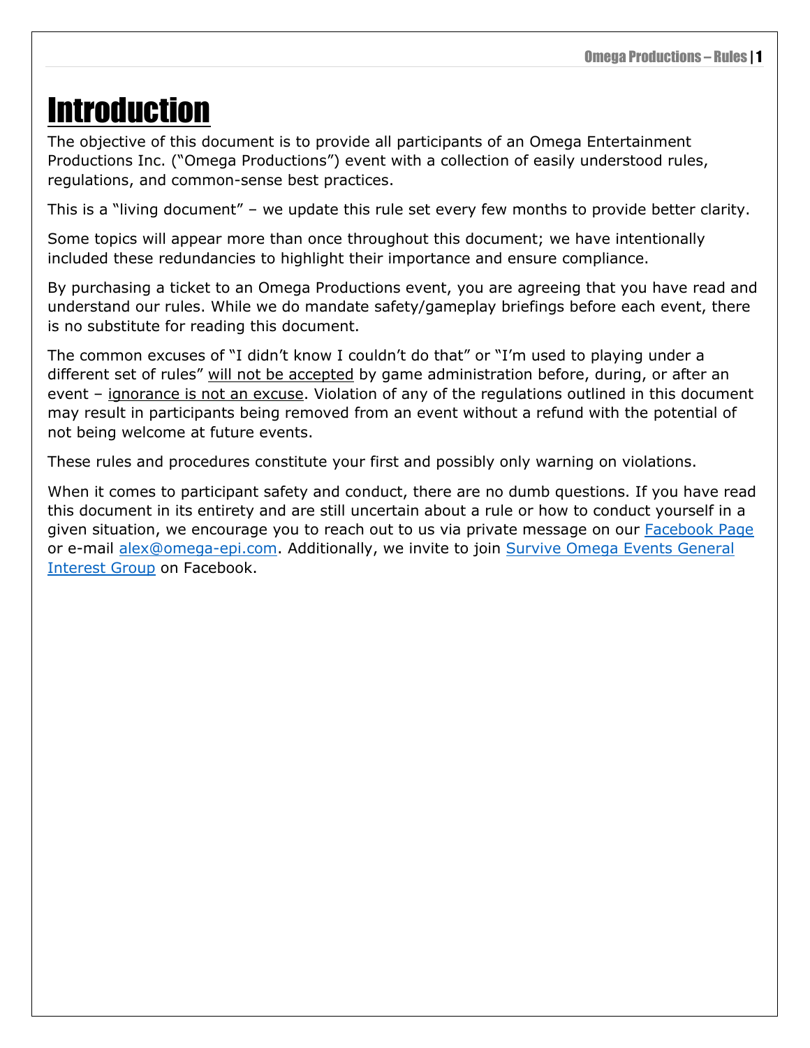# Introduction

The objective of this document is to provide all participants of an Omega Entertainment Productions Inc. ("Omega Productions") event with a collection of easily understood rules, regulations, and common-sense best practices.

This is a "living document" – we update this rule set every few months to provide better clarity.

Some topics will appear more than once throughout this document; we have intentionally included these redundancies to highlight their importance and ensure compliance.

By purchasing a ticket to an Omega Productions event, you are agreeing that you have read and understand our rules. While we do mandate safety/gameplay briefings before each event, there is no substitute for reading this document.

The common excuses of "I didn't know I couldn't do that" or "I'm used to playing under a different set of rules" will not be accepted by game administration before, during, or after an event – ignorance is not an excuse. Violation of any of the regulations outlined in this document may result in participants being removed from an event without a refund with the potential of not being welcome at future events.

These rules and procedures constitute your first and possibly only warning on violations.

When it comes to participant safety and conduct, there are no dumb questions. If you have read this document in its entirety and are still uncertain about a rule or how to conduct yourself in a given situation, we encourage you to reach out to us via private message on our Facebook Page or e-mail alex@omega-epi.com. Additionally, we invite to join Survive Omega Events General Interest Group on Facebook.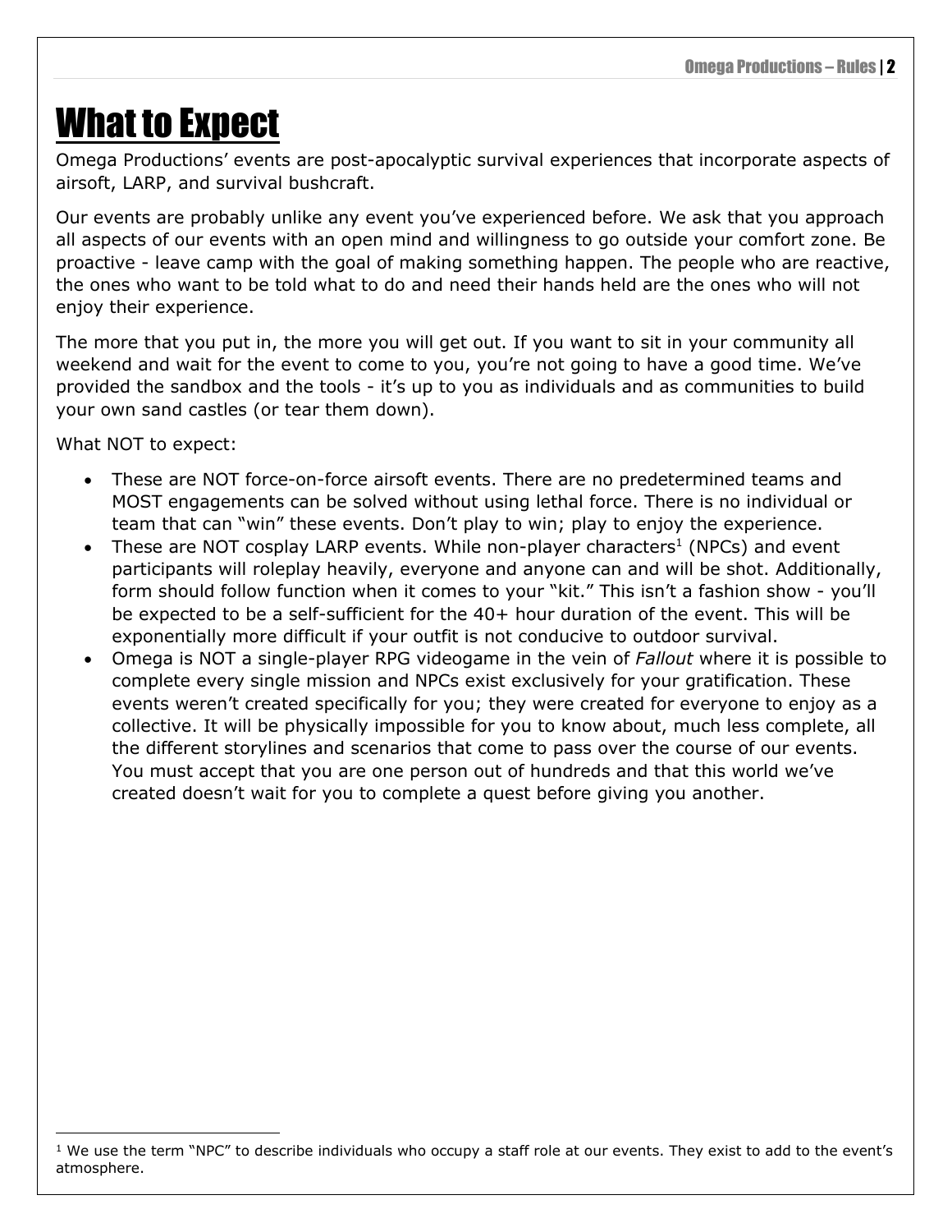# What to Expect

Omega Productions' events are post-apocalyptic survival experiences that incorporate aspects of airsoft, LARP, and survival bushcraft.

Our events are probably unlike any event you've experienced before. We ask that you approach all aspects of our events with an open mind and willingness to go outside your comfort zone. Be proactive - leave camp with the goal of making something happen. The people who are reactive, the ones who want to be told what to do and need their hands held are the ones who will not enjoy their experience.

The more that you put in, the more you will get out. If you want to sit in your community all weekend and wait for the event to come to you, you're not going to have a good time. We've provided the sandbox and the tools - it's up to you as individuals and as communities to build your own sand castles (or tear them down).

What NOT to expect:

- These are NOT force-on-force airsoft events. There are no predetermined teams and MOST engagements can be solved without using lethal force. There is no individual or team that can "win" these events. Don't play to win; play to enjoy the experience.
- These are NOT cosplay LARP events. While non-player characters[1] (NPCs) and event participants will roleplay heavily, everyone and anyone can and will be shot. Additionally, form should follow function when it comes to your "kit." This isn't a fashion show - you'll be expected to be a self-sufficient for the 40+ hour duration of the event. This will be exponentially more difficult if your outfit is not conducive to outdoor survival.
- Omega is NOT a single-player RPG videogame in the vein of *Fallout* where it is possible to complete every single mission and NPCs exist exclusively for your gratification. These events weren't created specifically for you; they were created for everyone to enjoy as a collective. It will be physically impossible for you to know about, much less complete, all the different storylines and scenarios that come to pass over the course of our events. You must accept that you are one person out of hundreds and that this world we've created doesn't wait for you to complete a quest before giving you another.

[1] We use the term "NPC" to describe individuals who occupy a staff role at our events. They exist to add to the event's atmosphere.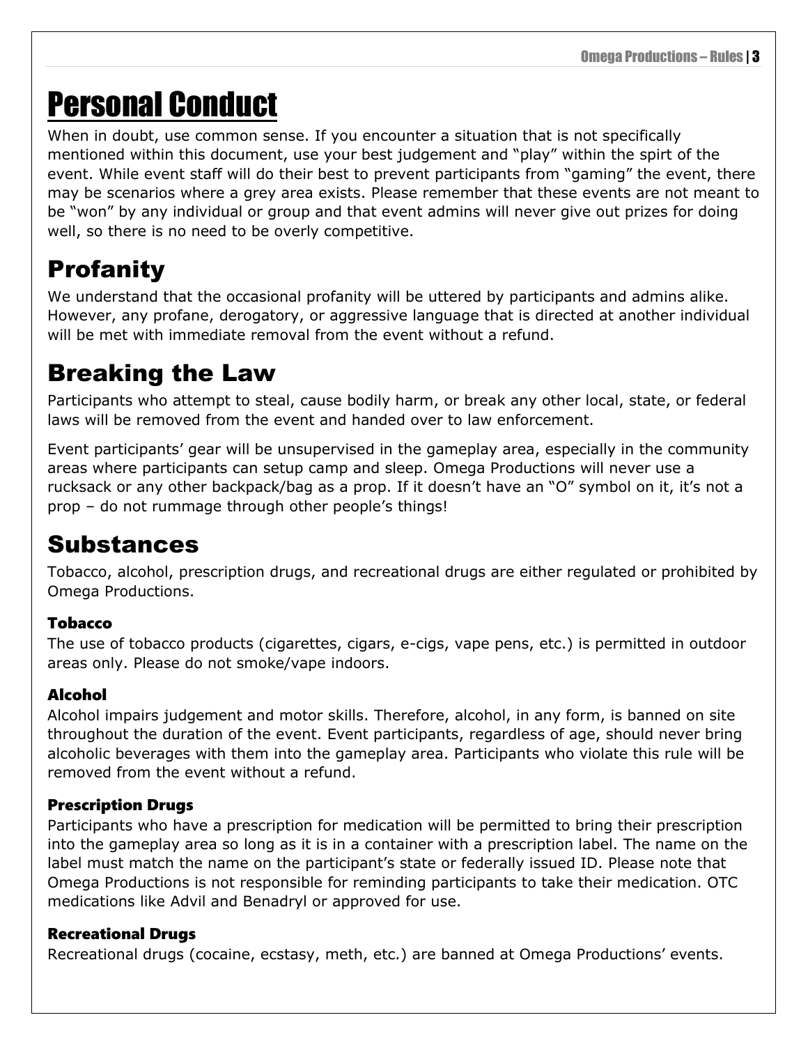# Personal Conduct

When in doubt, use common sense. If you encounter a situation that is not specifically mentioned within this document, use your best judgement and "play" within the spirt of the event. While event staff will do their best to prevent participants from "gaming" the event, there may be scenarios where a grey area exists. Please remember that these events are not meant to be "won" by any individual or group and that event admins will never give out prizes for doing well, so there is no need to be overly competitive.

## Profanity

We understand that the occasional profanity will be uttered by participants and admins alike. However, any profane, derogatory, or aggressive language that is directed at another individual will be met with immediate removal from the event without a refund.

## Breaking the Law

Participants who attempt to steal, cause bodily harm, or break any other local, state, or federal laws will be removed from the event and handed over to law enforcement.

Event participants' gear will be unsupervised in the gameplay area, especially in the community areas where participants can setup camp and sleep. Omega Productions will never use a rucksack or any other backpack/bag as a prop. If it doesn't have an "O" symbol on it, it's not a prop – do not rummage through other people's things!

## Substances

Tobacco, alcohol, prescription drugs, and recreational drugs are either regulated or prohibited by Omega Productions.

### Tobacco

The use of tobacco products (cigarettes, cigars, e-cigs, vape pens, etc.) is permitted in outdoor areas only. Please do not smoke/vape indoors.

### Alcohol

Alcohol impairs judgement and motor skills. Therefore, alcohol, in any form, is banned on site throughout the duration of the event. Event participants, regardless of age, should never bring alcoholic beverages with them into the gameplay area. Participants who violate this rule will be removed from the event without a refund.

### Prescription Drugs

Participants who have a prescription for medication will be permitted to bring their prescription into the gameplay area so long as it is in a container with a prescription label. The name on the label must match the name on the participant's state or federally issued ID. Please note that Omega Productions is not responsible for reminding participants to take their medication. OTC medications like Advil and Benadryl or approved for use.

### Recreational Drugs

Recreational drugs (cocaine, ecstasy, meth, etc.) are banned at Omega Productions' events.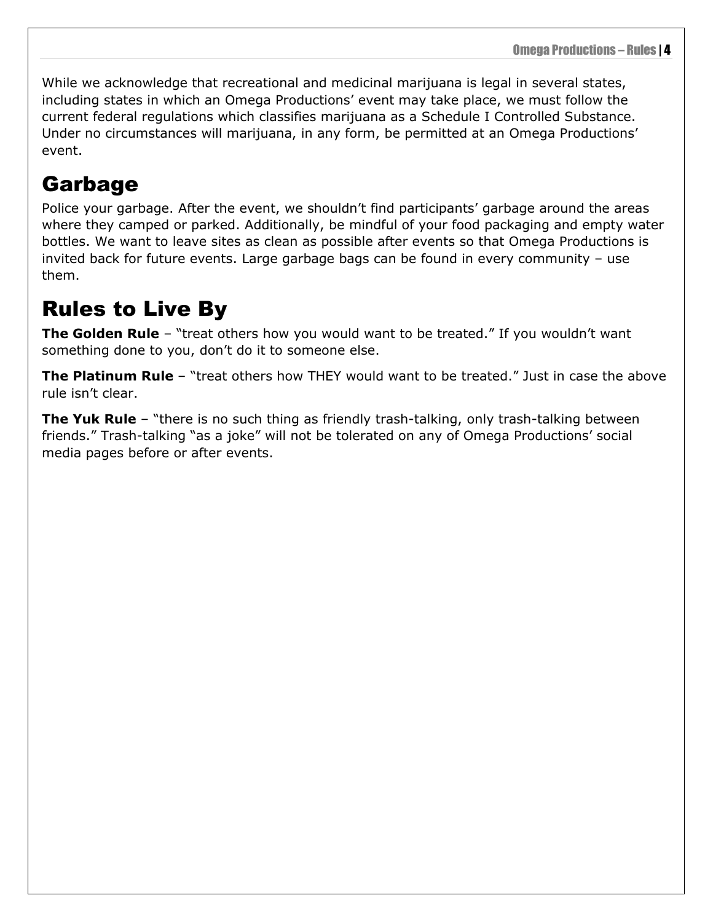While we acknowledge that recreational and medicinal marijuana is legal in several states, including states in which an Omega Productions' event may take place, we must follow the current federal regulations which classifies marijuana as a Schedule I Controlled Substance. Under no circumstances will marijuana, in any form, be permitted at an Omega Productions' event.

## Garbage

Police your garbage. After the event, we shouldn't find participants' garbage around the areas where they camped or parked. Additionally, be mindful of your food packaging and empty water bottles. We want to leave sites as clean as possible after events so that Omega Productions is invited back for future events. Large garbage bags can be found in every community – use them.

## Rules to Live By

**The Golden Rule** – "treat others how you would want to be treated." If you wouldn't want something done to you, don't do it to someone else.

**The Platinum Rule** – "treat others how THEY would want to be treated." Just in case the above rule isn't clear.

**The Yuk Rule** – "there is no such thing as friendly trash-talking, only trash-talking between friends." Trash-talking "as a joke" will not be tolerated on any of Omega Productions' social media pages before or after events.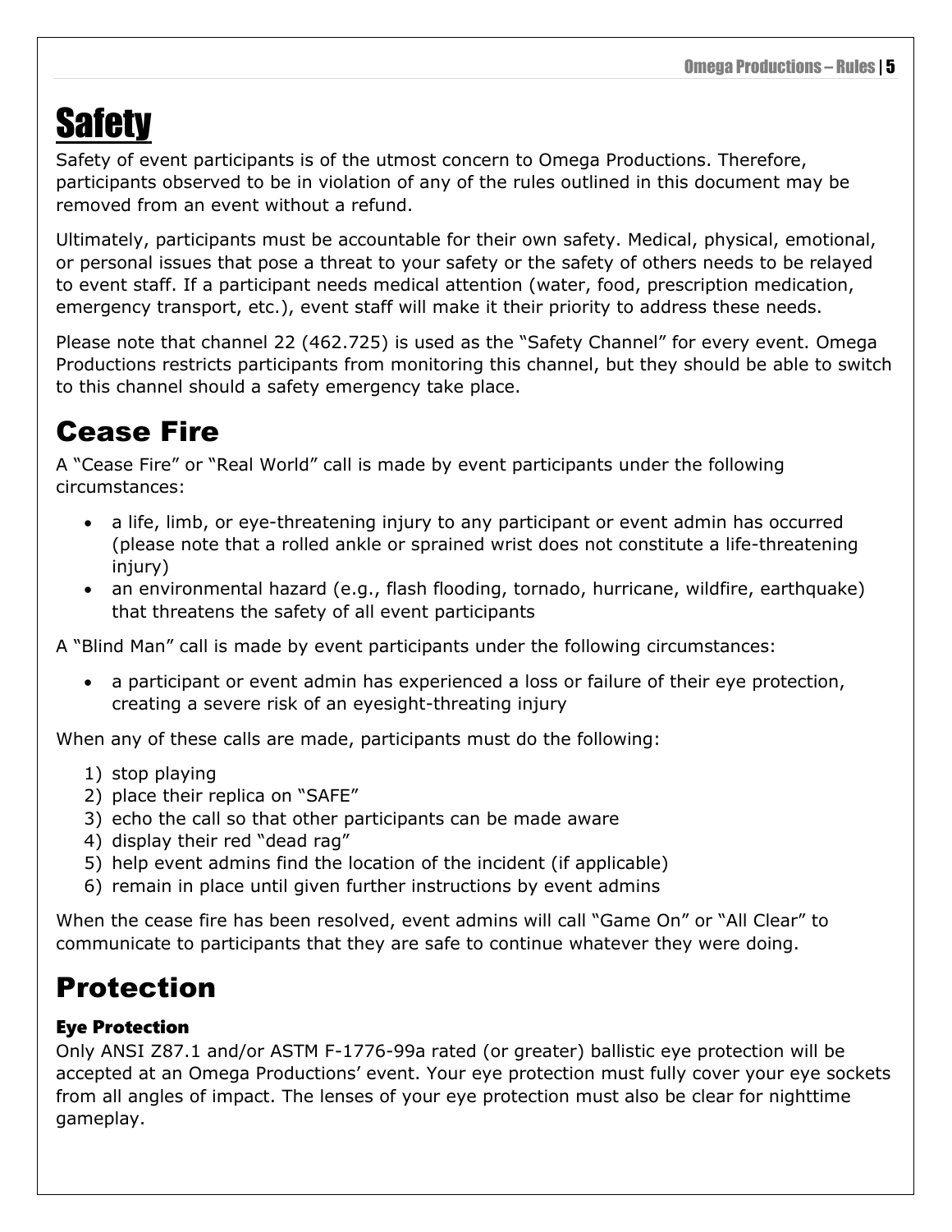# Safety

Safety of event participants is of the utmost concern to Omega Productions. Therefore, participants observed to be in violation of any of the rules outlined in this document may be removed from an event without a refund.

Ultimately, participants must be accountable for their own safety. Medical, physical, emotional, or personal issues that pose a threat to your safety or the safety of others needs to be relayed to event staff. If a participant needs medical attention (water, food, prescription medication, emergency transport, etc.), event staff will make it their priority to address these needs.

Please note that channel 22 (462.725) is used as the "Safety Channel" for every event. Omega Productions restricts participants from monitoring this channel, but they should be able to switch to this channel should a safety emergency take place.

## Cease Fire

A "Cease Fire" or "Real World" call is made by event participants under the following circumstances:

- a life, limb, or eye-threatening injury to any participant or event admin has occurred (please note that a rolled ankle or sprained wrist does not constitute a life-threatening injury)
- an environmental hazard (e.g., flash flooding, tornado, hurricane, wildfire, earthquake) that threatens the safety of all event participants

A "Blind Man" call is made by event participants under the following circumstances:

- a participant or event admin has experienced a loss or failure of their eye protection, creating a severe risk of an eyesight-threating injury

When any of these calls are made, participants must do the following:

1) stop playing
2) place their replica on "SAFE"
3) echo the call so that other participants can be made aware
4) display their red "dead rag"
5) help event admins find the location of the incident (if applicable)
6) remain in place until given further instructions by event admins

When the cease fire has been resolved, event admins will call "Game On" or "All Clear" to communicate to participants that they are safe to continue whatever they were doing.

## Protection

### Eye Protection

Only ANSI Z87.1 and/or ASTM F-1776-99a rated (or greater) ballistic eye protection will be accepted at an Omega Productions' event. Your eye protection must fully cover your eye sockets from all angles of impact. The lenses of your eye protection must also be clear for nighttime gameplay.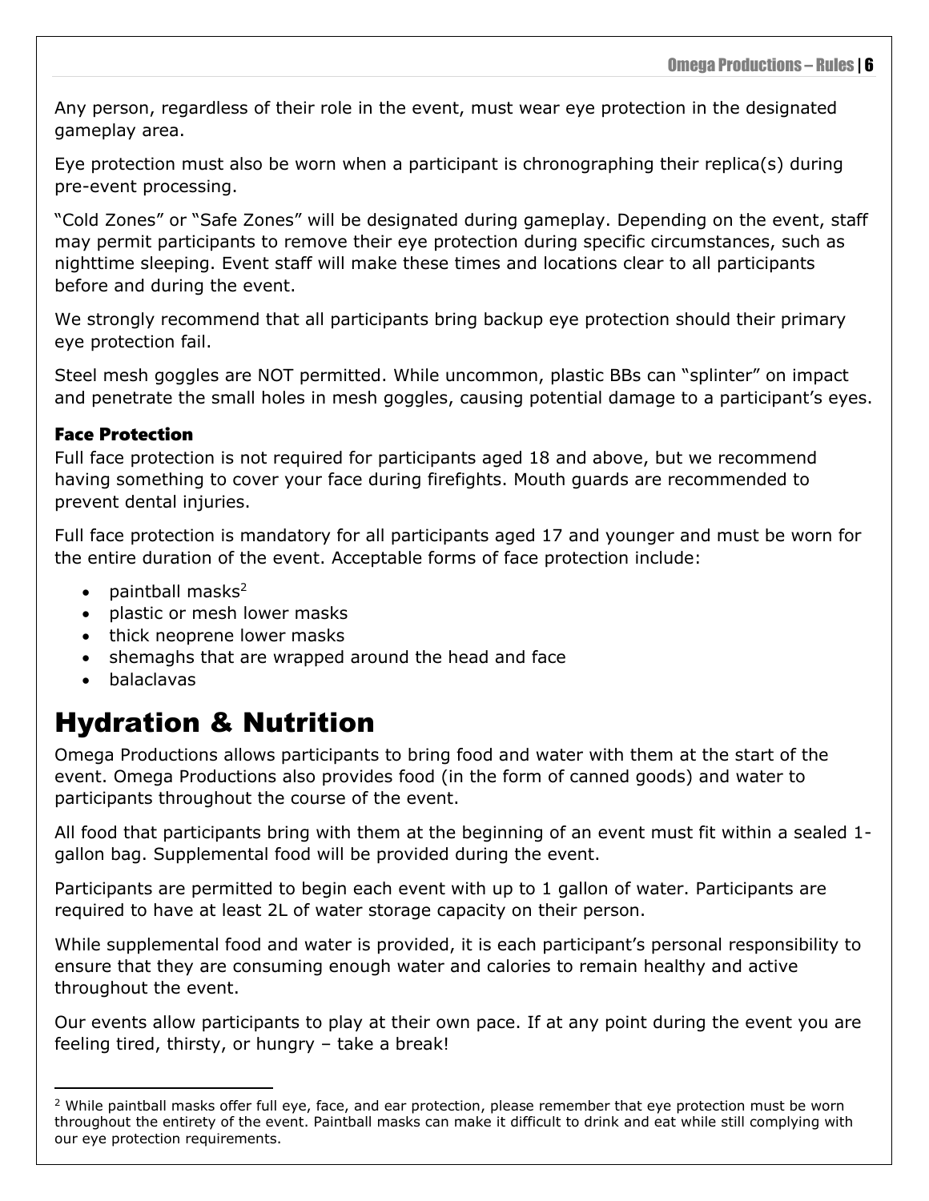Any person, regardless of their role in the event, must wear eye protection in the designated gameplay area.

Eye protection must also be worn when a participant is chronographing their replica(s) during pre-event processing.

"Cold Zones" or "Safe Zones" will be designated during gameplay. Depending on the event, staff may permit participants to remove their eye protection during specific circumstances, such as nighttime sleeping. Event staff will make these times and locations clear to all participants before and during the event.

We strongly recommend that all participants bring backup eye protection should their primary eye protection fail.

Steel mesh goggles are NOT permitted. While uncommon, plastic BBs can "splinter" on impact and penetrate the small holes in mesh goggles, causing potential damage to a participant's eyes.

### Face Protection

Full face protection is not required for participants aged 18 and above, but we recommend having something to cover your face during firefights. Mouth guards are recommended to prevent dental injuries.

Full face protection is mandatory for all participants aged 17 and younger and must be worn for the entire duration of the event. Acceptable forms of face protection include:

- paintball masks[2]
- plastic or mesh lower masks
- thick neoprene lower masks
- shemaghs that are wrapped around the head and face
- balaclavas

## Hydration & Nutrition

Omega Productions allows participants to bring food and water with them at the start of the event. Omega Productions also provides food (in the form of canned goods) and water to participants throughout the course of the event.

All food that participants bring with them at the beginning of an event must fit within a sealed 1-gallon bag. Supplemental food will be provided during the event.

Participants are permitted to begin each event with up to 1 gallon of water. Participants are required to have at least 2L of water storage capacity on their person.

While supplemental food and water is provided, it is each participant's personal responsibility to ensure that they are consuming enough water and calories to remain healthy and active throughout the event.

Our events allow participants to play at their own pace. If at any point during the event you are feeling tired, thirsty, or hungry – take a break!

[2] While paintball masks offer full eye, face, and ear protection, please remember that eye protection must be worn throughout the entirety of the event. Paintball masks can make it difficult to drink and eat while still complying with our eye protection requirements.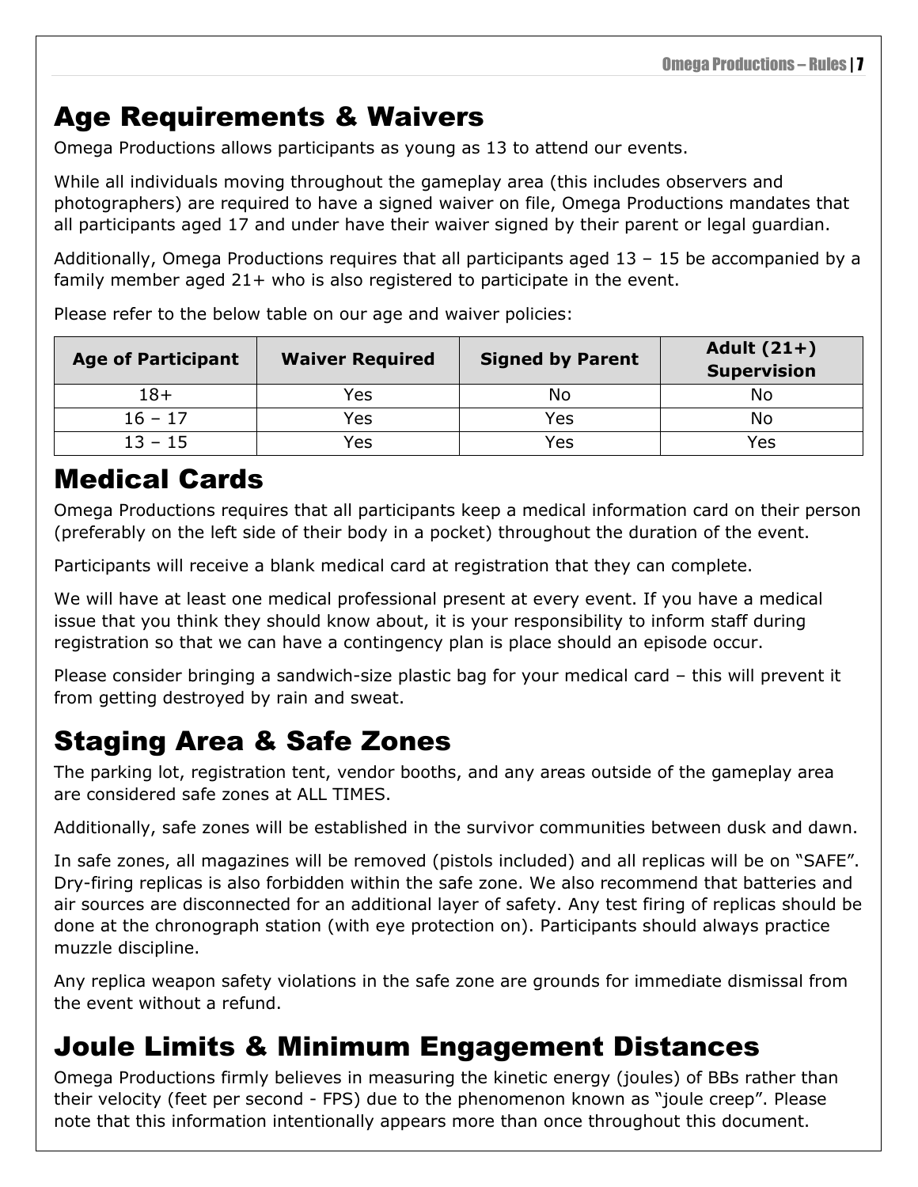## Age Requirements & Waivers

Omega Productions allows participants as young as 13 to attend our events.

While all individuals moving throughout the gameplay area (this includes observers and photographers) are required to have a signed waiver on file, Omega Productions mandates that all participants aged 17 and under have their waiver signed by their parent or legal guardian.

Additionally, Omega Productions requires that all participants aged 13 – 15 be accompanied by a family member aged 21+ who is also registered to participate in the event.

Please refer to the below table on our age and waiver policies:

| Age of Participant | Waiver Required | Signed by Parent | Adult (21+) Supervision |
|---|---|---|---|
| 18+ | Yes | No | No |
| 16 – 17 | Yes | Yes | No |
| 13 – 15 | Yes | Yes | Yes |

## Medical Cards

Omega Productions requires that all participants keep a medical information card on their person (preferably on the left side of their body in a pocket) throughout the duration of the event.

Participants will receive a blank medical card at registration that they can complete.

We will have at least one medical professional present at every event. If you have a medical issue that you think they should know about, it is your responsibility to inform staff during registration so that we can have a contingency plan is place should an episode occur.

Please consider bringing a sandwich-size plastic bag for your medical card – this will prevent it from getting destroyed by rain and sweat.

## Staging Area & Safe Zones

The parking lot, registration tent, vendor booths, and any areas outside of the gameplay area are considered safe zones at ALL TIMES.

Additionally, safe zones will be established in the survivor communities between dusk and dawn.

In safe zones, all magazines will be removed (pistols included) and all replicas will be on "SAFE". Dry-firing replicas is also forbidden within the safe zone. We also recommend that batteries and air sources are disconnected for an additional layer of safety. Any test firing of replicas should be done at the chronograph station (with eye protection on). Participants should always practice muzzle discipline.

Any replica weapon safety violations in the safe zone are grounds for immediate dismissal from the event without a refund.

## Joule Limits & Minimum Engagement Distances

Omega Productions firmly believes in measuring the kinetic energy (joules) of BBs rather than their velocity (feet per second - FPS) due to the phenomenon known as "joule creep". Please note that this information intentionally appears more than once throughout this document.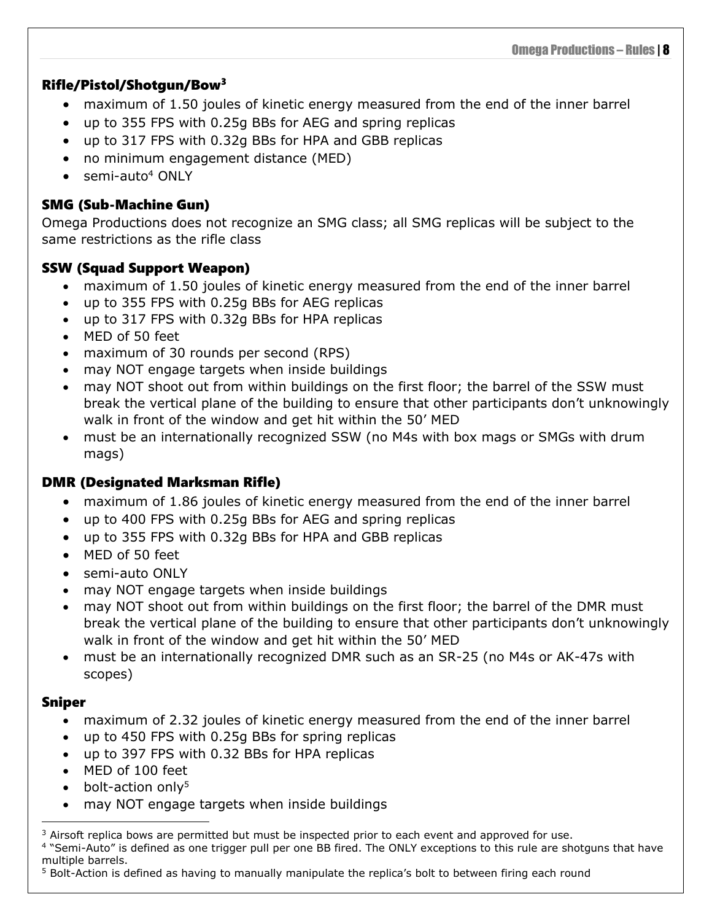### Rifle/Pistol/Shotgun/Bow[3]

- maximum of 1.50 joules of kinetic energy measured from the end of the inner barrel
- up to 355 FPS with 0.25g BBs for AEG and spring replicas
- up to 317 FPS with 0.32g BBs for HPA and GBB replicas
- no minimum engagement distance (MED)
- semi-auto[4] ONLY

### SMG (Sub-Machine Gun)

Omega Productions does not recognize an SMG class; all SMG replicas will be subject to the same restrictions as the rifle class

### SSW (Squad Support Weapon)

- maximum of 1.50 joules of kinetic energy measured from the end of the inner barrel
- up to 355 FPS with 0.25g BBs for AEG replicas
- up to 317 FPS with 0.32g BBs for HPA replicas
- MED of 50 feet
- maximum of 30 rounds per second (RPS)
- may NOT engage targets when inside buildings
- may NOT shoot out from within buildings on the first floor; the barrel of the SSW must break the vertical plane of the building to ensure that other participants don't unknowingly walk in front of the window and get hit within the 50' MED
- must be an internationally recognized SSW (no M4s with box mags or SMGs with drum mags)

### DMR (Designated Marksman Rifle)

- maximum of 1.86 joules of kinetic energy measured from the end of the inner barrel
- up to 400 FPS with 0.25g BBs for AEG and spring replicas
- up to 355 FPS with 0.32g BBs for HPA and GBB replicas
- MED of 50 feet
- semi-auto ONLY
- may NOT engage targets when inside buildings
- may NOT shoot out from within buildings on the first floor; the barrel of the DMR must break the vertical plane of the building to ensure that other participants don't unknowingly walk in front of the window and get hit within the 50' MED
- must be an internationally recognized DMR such as an SR-25 (no M4s or AK-47s with scopes)

### Sniper

- maximum of 2.32 joules of kinetic energy measured from the end of the inner barrel
- up to 450 FPS with 0.25g BBs for spring replicas
- up to 397 FPS with 0.32 BBs for HPA replicas
- MED of 100 feet
- bolt-action only[5]
- may NOT engage targets when inside buildings

---

[3] Airsoft replica bows are permitted but must be inspected prior to each event and approved for use.

[4] "Semi-Auto" is defined as one trigger pull per one BB fired. The ONLY exceptions to this rule are shotguns that have multiple barrels.

[5] Bolt-Action is defined as having to manually manipulate the replica's bolt to between firing each round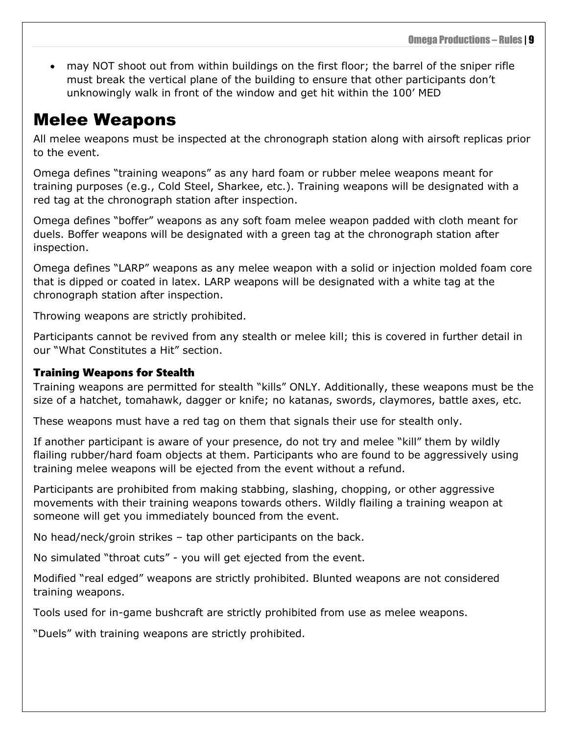- may NOT shoot out from within buildings on the first floor; the barrel of the sniper rifle must break the vertical plane of the building to ensure that other participants don't unknowingly walk in front of the window and get hit within the 100' MED

# Melee Weapons

All melee weapons must be inspected at the chronograph station along with airsoft replicas prior to the event.

Omega defines "training weapons" as any hard foam or rubber melee weapons meant for training purposes (e.g., Cold Steel, Sharkee, etc.). Training weapons will be designated with a red tag at the chronograph station after inspection.

Omega defines "boffer" weapons as any soft foam melee weapon padded with cloth meant for duels. Boffer weapons will be designated with a green tag at the chronograph station after inspection.

Omega defines "LARP" weapons as any melee weapon with a solid or injection molded foam core that is dipped or coated in latex. LARP weapons will be designated with a white tag at the chronograph station after inspection.

Throwing weapons are strictly prohibited.

Participants cannot be revived from any stealth or melee kill; this is covered in further detail in our "What Constitutes a Hit" section.

### Training Weapons for Stealth

Training weapons are permitted for stealth "kills" ONLY. Additionally, these weapons must be the size of a hatchet, tomahawk, dagger or knife; no katanas, swords, claymores, battle axes, etc.

These weapons must have a red tag on them that signals their use for stealth only.

If another participant is aware of your presence, do not try and melee "kill" them by wildly flailing rubber/hard foam objects at them. Participants who are found to be aggressively using training melee weapons will be ejected from the event without a refund.

Participants are prohibited from making stabbing, slashing, chopping, or other aggressive movements with their training weapons towards others. Wildly flailing a training weapon at someone will get you immediately bounced from the event.

No head/neck/groin strikes – tap other participants on the back.

No simulated "throat cuts" - you will get ejected from the event.

Modified "real edged" weapons are strictly prohibited. Blunted weapons are not considered training weapons.

Tools used for in-game bushcraft are strictly prohibited from use as melee weapons.

"Duels" with training weapons are strictly prohibited.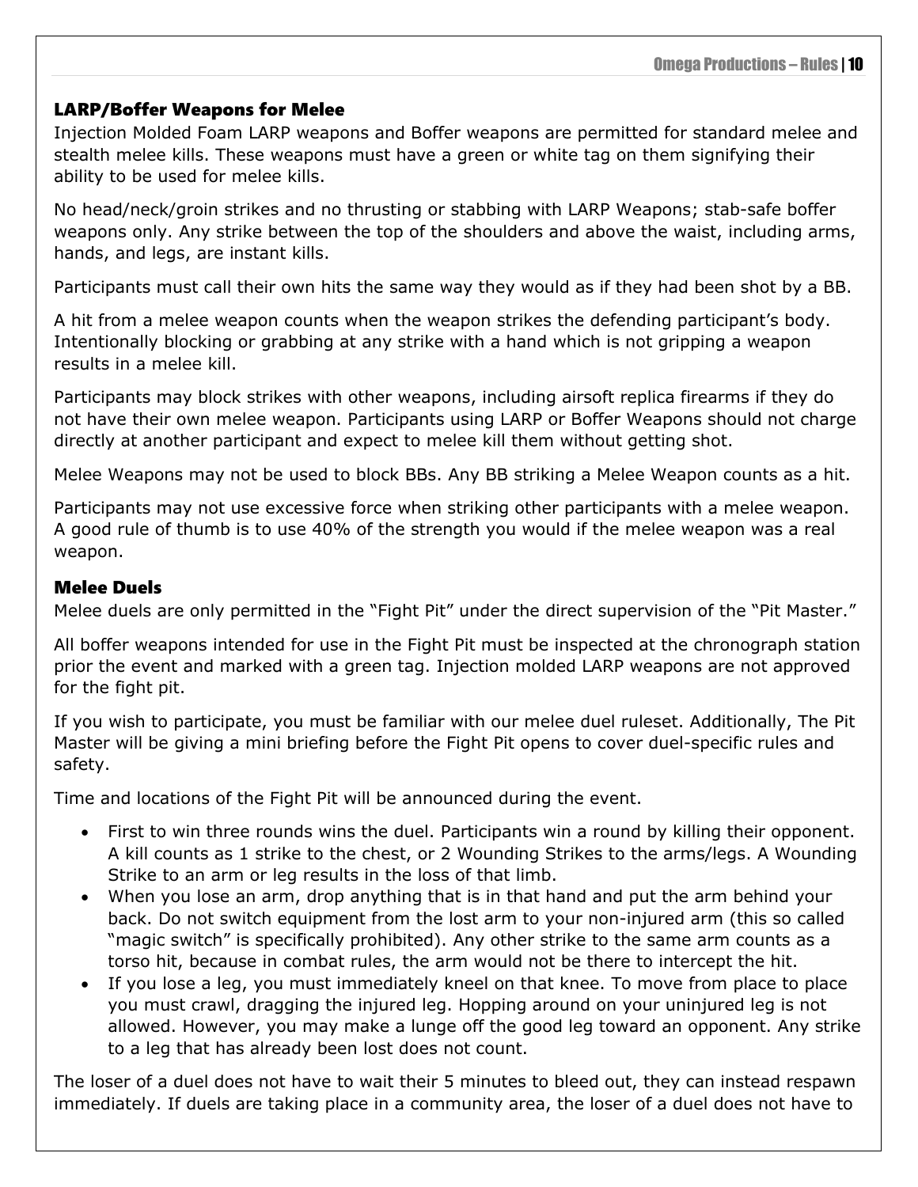## LARP/Boffer Weapons for Melee

Injection Molded Foam LARP weapons and Boffer weapons are permitted for standard melee and stealth melee kills. These weapons must have a green or white tag on them signifying their ability to be used for melee kills.

No head/neck/groin strikes and no thrusting or stabbing with LARP Weapons; stab-safe boffer weapons only. Any strike between the top of the shoulders and above the waist, including arms, hands, and legs, are instant kills.

Participants must call their own hits the same way they would as if they had been shot by a BB.

A hit from a melee weapon counts when the weapon strikes the defending participant's body. Intentionally blocking or grabbing at any strike with a hand which is not gripping a weapon results in a melee kill.

Participants may block strikes with other weapons, including airsoft replica firearms if they do not have their own melee weapon. Participants using LARP or Boffer Weapons should not charge directly at another participant and expect to melee kill them without getting shot.

Melee Weapons may not be used to block BBs. Any BB striking a Melee Weapon counts as a hit.

Participants may not use excessive force when striking other participants with a melee weapon. A good rule of thumb is to use 40% of the strength you would if the melee weapon was a real weapon.

## Melee Duels

Melee duels are only permitted in the "Fight Pit" under the direct supervision of the "Pit Master."

All boffer weapons intended for use in the Fight Pit must be inspected at the chronograph station prior the event and marked with a green tag. Injection molded LARP weapons are not approved for the fight pit.

If you wish to participate, you must be familiar with our melee duel ruleset. Additionally, The Pit Master will be giving a mini briefing before the Fight Pit opens to cover duel-specific rules and safety.

Time and locations of the Fight Pit will be announced during the event.

- First to win three rounds wins the duel. Participants win a round by killing their opponent. A kill counts as 1 strike to the chest, or 2 Wounding Strikes to the arms/legs. A Wounding Strike to an arm or leg results in the loss of that limb.
- When you lose an arm, drop anything that is in that hand and put the arm behind your back. Do not switch equipment from the lost arm to your non-injured arm (this so called "magic switch" is specifically prohibited). Any other strike to the same arm counts as a torso hit, because in combat rules, the arm would not be there to intercept the hit.
- If you lose a leg, you must immediately kneel on that knee. To move from place to place you must crawl, dragging the injured leg. Hopping around on your uninjured leg is not allowed. However, you may make a lunge off the good leg toward an opponent. Any strike to a leg that has already been lost does not count.

The loser of a duel does not have to wait their 5 minutes to bleed out, they can instead respawn immediately. If duels are taking place in a community area, the loser of a duel does not have to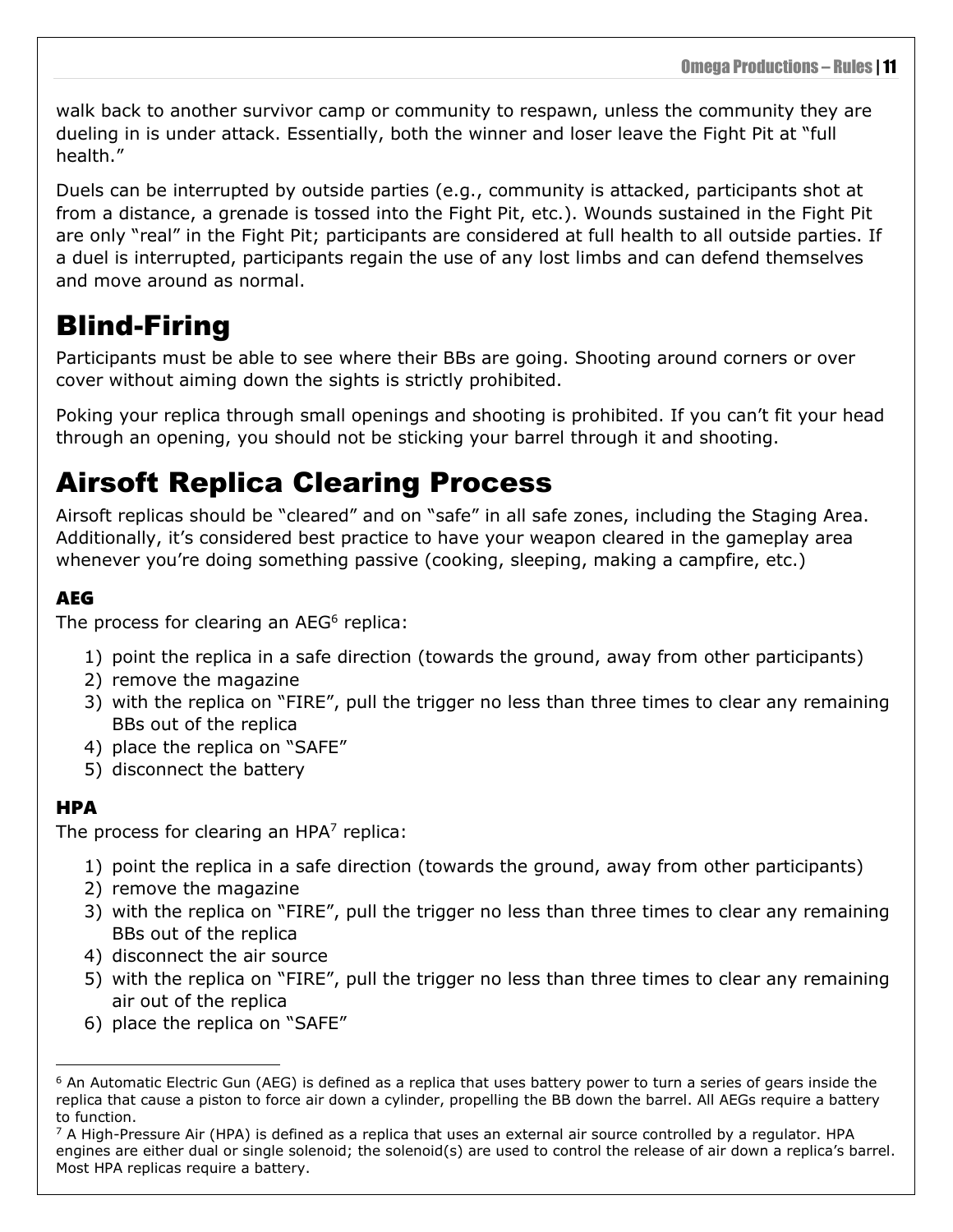walk back to another survivor camp or community to respawn, unless the community they are dueling in is under attack. Essentially, both the winner and loser leave the Fight Pit at "full health."

Duels can be interrupted by outside parties (e.g., community is attacked, participants shot at from a distance, a grenade is tossed into the Fight Pit, etc.). Wounds sustained in the Fight Pit are only "real" in the Fight Pit; participants are considered at full health to all outside parties. If a duel is interrupted, participants regain the use of any lost limbs and can defend themselves and move around as normal.

# Blind-Firing

Participants must be able to see where their BBs are going. Shooting around corners or over cover without aiming down the sights is strictly prohibited.

Poking your replica through small openings and shooting is prohibited. If you can't fit your head through an opening, you should not be sticking your barrel through it and shooting.

# Airsoft Replica Clearing Process

Airsoft replicas should be "cleared" and on "safe" in all safe zones, including the Staging Area. Additionally, it's considered best practice to have your weapon cleared in the gameplay area whenever you're doing something passive (cooking, sleeping, making a campfire, etc.)

### AEG

The process for clearing an AEG[6] replica:

1) point the replica in a safe direction (towards the ground, away from other participants)
2) remove the magazine
3) with the replica on "FIRE", pull the trigger no less than three times to clear any remaining BBs out of the replica
4) place the replica on "SAFE"
5) disconnect the battery

### HPA

The process for clearing an HPA[7] replica:

1) point the replica in a safe direction (towards the ground, away from other participants)
2) remove the magazine
3) with the replica on "FIRE", pull the trigger no less than three times to clear any remaining BBs out of the replica
4) disconnect the air source
5) with the replica on "FIRE", pull the trigger no less than three times to clear any remaining air out of the replica
6) place the replica on "SAFE"

---

[6] An Automatic Electric Gun (AEG) is defined as a replica that uses battery power to turn a series of gears inside the replica that cause a piston to force air down a cylinder, propelling the BB down the barrel. All AEGs require a battery to function.

[7] A High-Pressure Air (HPA) is defined as a replica that uses an external air source controlled by a regulator. HPA engines are either dual or single solenoid; the solenoid(s) are used to control the release of air down a replica's barrel. Most HPA replicas require a battery.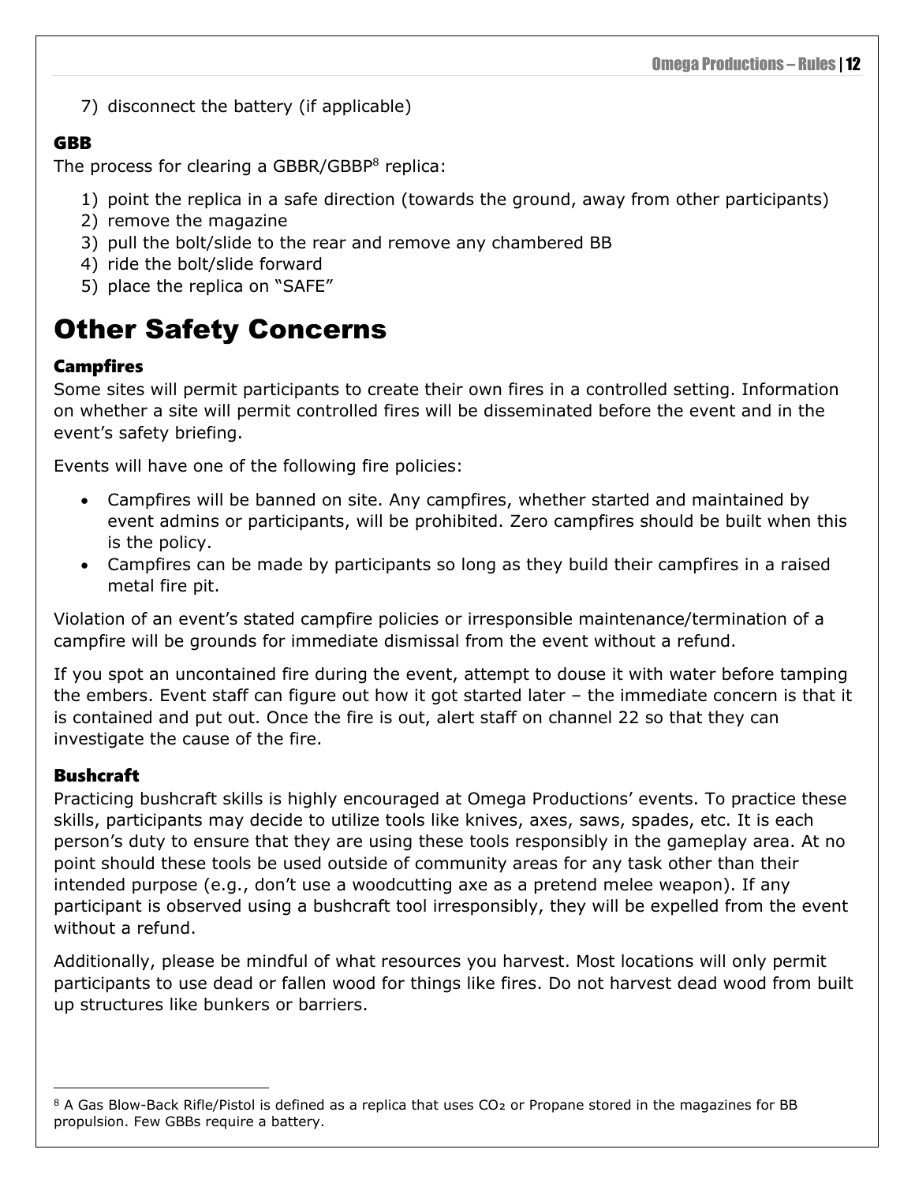7) disconnect the battery (if applicable)

### GBB

The process for clearing a GBBR/GBBP[8] replica:

1) point the replica in a safe direction (towards the ground, away from other participants)
2) remove the magazine
3) pull the bolt/slide to the rear and remove any chambered BB
4) ride the bolt/slide forward
5) place the replica on "SAFE"

## Other Safety Concerns

### Campfires

Some sites will permit participants to create their own fires in a controlled setting. Information on whether a site will permit controlled fires will be disseminated before the event and in the event's safety briefing.

Events will have one of the following fire policies:

- Campfires will be banned on site. Any campfires, whether started and maintained by event admins or participants, will be prohibited. Zero campfires should be built when this is the policy.
- Campfires can be made by participants so long as they build their campfires in a raised metal fire pit.

Violation of an event's stated campfire policies or irresponsible maintenance/termination of a campfire will be grounds for immediate dismissal from the event without a refund.

If you spot an uncontained fire during the event, attempt to douse it with water before tamping the embers. Event staff can figure out how it got started later – the immediate concern is that it is contained and put out. Once the fire is out, alert staff on channel 22 so that they can investigate the cause of the fire.

### Bushcraft

Practicing bushcraft skills is highly encouraged at Omega Productions' events. To practice these skills, participants may decide to utilize tools like knives, axes, saws, spades, etc. It is each person's duty to ensure that they are using these tools responsibly in the gameplay area. At no point should these tools be used outside of community areas for any task other than their intended purpose (e.g., don't use a woodcutting axe as a pretend melee weapon). If any participant is observed using a bushcraft tool irresponsibly, they will be expelled from the event without a refund.

Additionally, please be mindful of what resources you harvest. Most locations will only permit participants to use dead or fallen wood for things like fires. Do not harvest dead wood from built up structures like bunkers or barriers.

---

[8] A Gas Blow-Back Rifle/Pistol is defined as a replica that uses $CO_2$ or Propane stored in the magazines for BB propulsion. Few GBBs require a battery.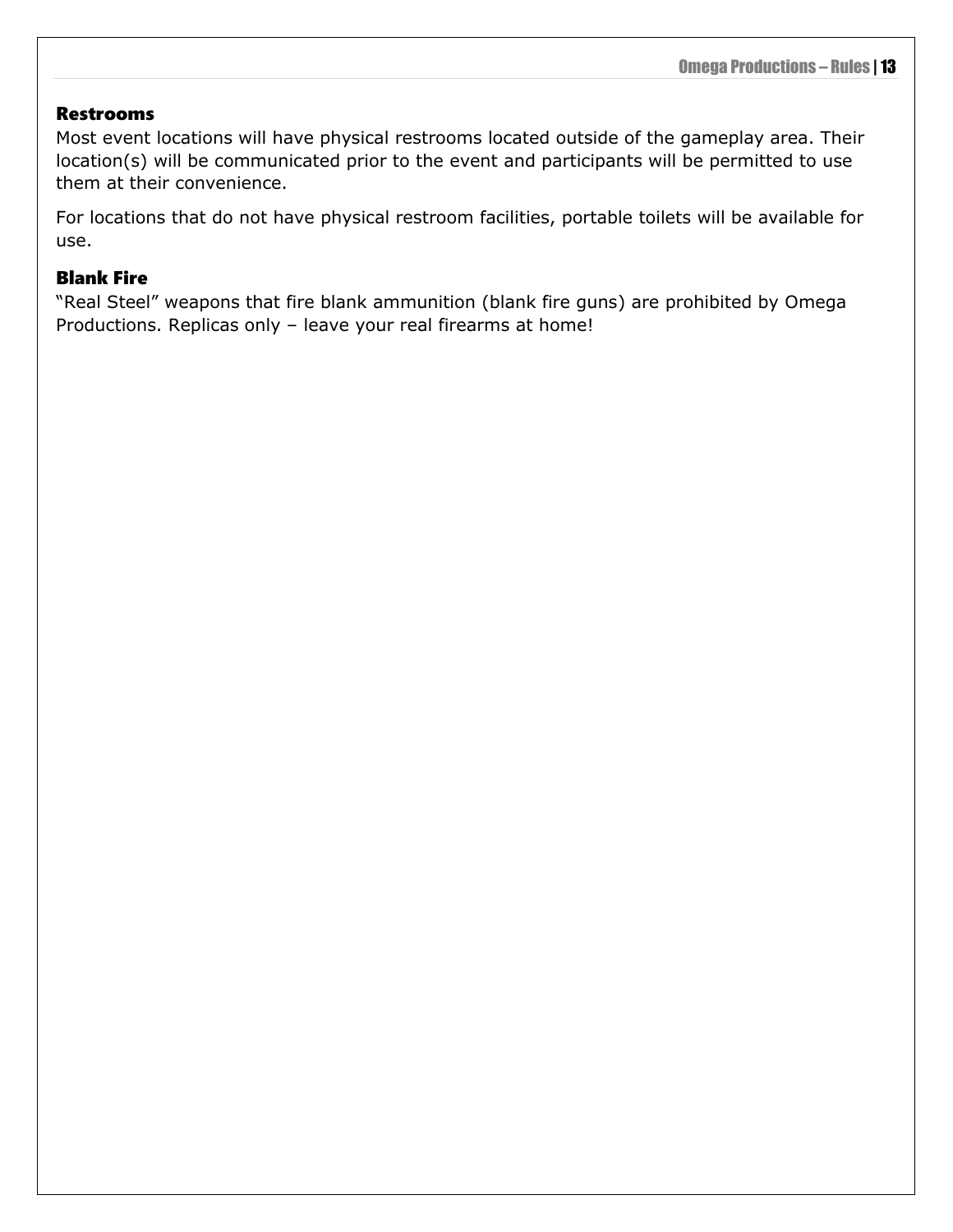### Restrooms

Most event locations will have physical restrooms located outside of the gameplay area. Their location(s) will be communicated prior to the event and participants will be permitted to use them at their convenience.

For locations that do not have physical restroom facilities, portable toilets will be available for use.

### Blank Fire

"Real Steel" weapons that fire blank ammunition (blank fire guns) are prohibited by Omega Productions. Replicas only – leave your real firearms at home!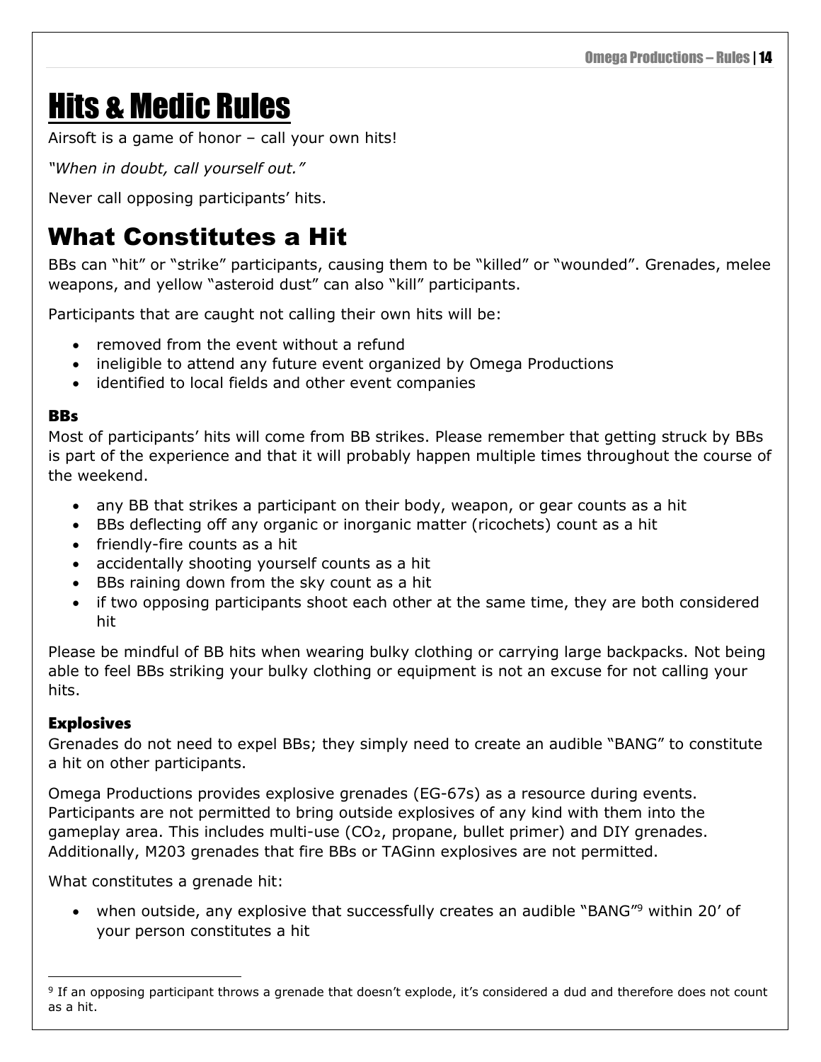# Hits & Medic Rules

Airsoft is a game of honor – call your own hits!

*"When in doubt, call yourself out."*

Never call opposing participants' hits.

## What Constitutes a Hit

BBs can "hit" or "strike" participants, causing them to be "killed" or "wounded". Grenades, melee weapons, and yellow "asteroid dust" can also "kill" participants.

Participants that are caught not calling their own hits will be:

- removed from the event without a refund
- ineligible to attend any future event organized by Omega Productions
- identified to local fields and other event companies

### BBs

Most of participants' hits will come from BB strikes. Please remember that getting struck by BBs is part of the experience and that it will probably happen multiple times throughout the course of the weekend.

- any BB that strikes a participant on their body, weapon, or gear counts as a hit
- BBs deflecting off any organic or inorganic matter (ricochets) count as a hit
- friendly-fire counts as a hit
- accidentally shooting yourself counts as a hit
- BBs raining down from the sky count as a hit
- if two opposing participants shoot each other at the same time, they are both considered hit

Please be mindful of BB hits when wearing bulky clothing or carrying large backpacks. Not being able to feel BBs striking your bulky clothing or equipment is not an excuse for not calling your hits.

### Explosives

Grenades do not need to expel BBs; they simply need to create an audible "BANG" to constitute a hit on other participants.

Omega Productions provides explosive grenades (EG-67s) as a resource during events. Participants are not permitted to bring outside explosives of any kind with them into the gameplay area. This includes multi-use ($CO_2$, propane, bullet primer) and DIY grenades. Additionally, M203 grenades that fire BBs or TAGinn explosives are not permitted.

What constitutes a grenade hit:

- when outside, any explosive that successfully creates an audible "BANG"[9] within 20' of your person constitutes a hit

[9] If an opposing participant throws a grenade that doesn't explode, it's considered a dud and therefore does not count as a hit.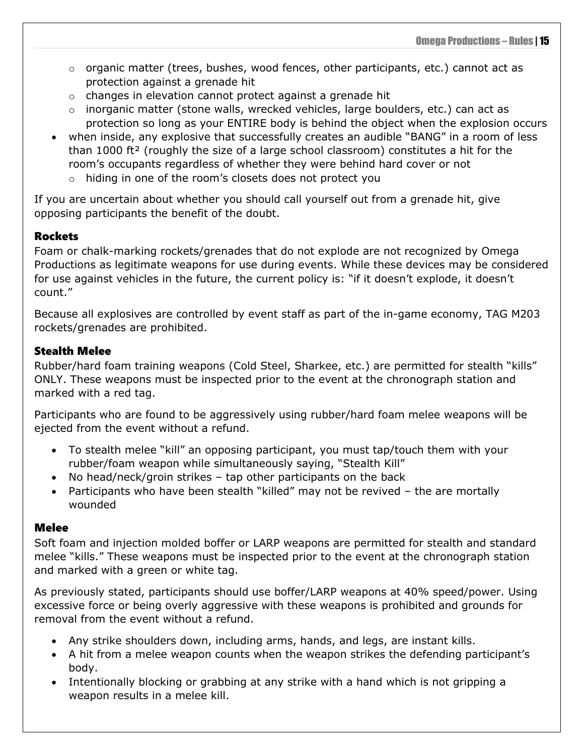- organic matter (trees, bushes, wood fences, other participants, etc.) cannot act as protection against a grenade hit
  - changes in elevation cannot protect against a grenade hit
  - inorganic matter (stone walls, wrecked vehicles, large boulders, etc.) can act as protection so long as your ENTIRE body is behind the object when the explosion occurs
- when inside, any explosive that successfully creates an audible "BANG" in a room of less than 1000 ft² (roughly the size of a large school classroom) constitutes a hit for the room's occupants regardless of whether they were behind hard cover or not
  - hiding in one of the room's closets does not protect you

If you are uncertain about whether you should call yourself out from a grenade hit, give opposing participants the benefit of the doubt.

### Rockets

Foam or chalk-marking rockets/grenades that do not explode are not recognized by Omega Productions as legitimate weapons for use during events. While these devices may be considered for use against vehicles in the future, the current policy is: "if it doesn't explode, it doesn't count."

Because all explosives are controlled by event staff as part of the in-game economy, TAG M203 rockets/grenades are prohibited.

### Stealth Melee

Rubber/hard foam training weapons (Cold Steel, Sharkee, etc.) are permitted for stealth "kills" ONLY. These weapons must be inspected prior to the event at the chronograph station and marked with a red tag.

Participants who are found to be aggressively using rubber/hard foam melee weapons will be ejected from the event without a refund.

- To stealth melee "kill" an opposing participant, you must tap/touch them with your rubber/foam weapon while simultaneously saying, "Stealth Kill"
- No head/neck/groin strikes – tap other participants on the back
- Participants who have been stealth "killed" may not be revived – the are mortally wounded

### Melee

Soft foam and injection molded boffer or LARP weapons are permitted for stealth and standard melee "kills." These weapons must be inspected prior to the event at the chronograph station and marked with a green or white tag.

As previously stated, participants should use boffer/LARP weapons at 40% speed/power. Using excessive force or being overly aggressive with these weapons is prohibited and grounds for removal from the event without a refund.

- Any strike shoulders down, including arms, hands, and legs, are instant kills.
- A hit from a melee weapon counts when the weapon strikes the defending participant's body.
- Intentionally blocking or grabbing at any strike with a hand which is not gripping a weapon results in a melee kill.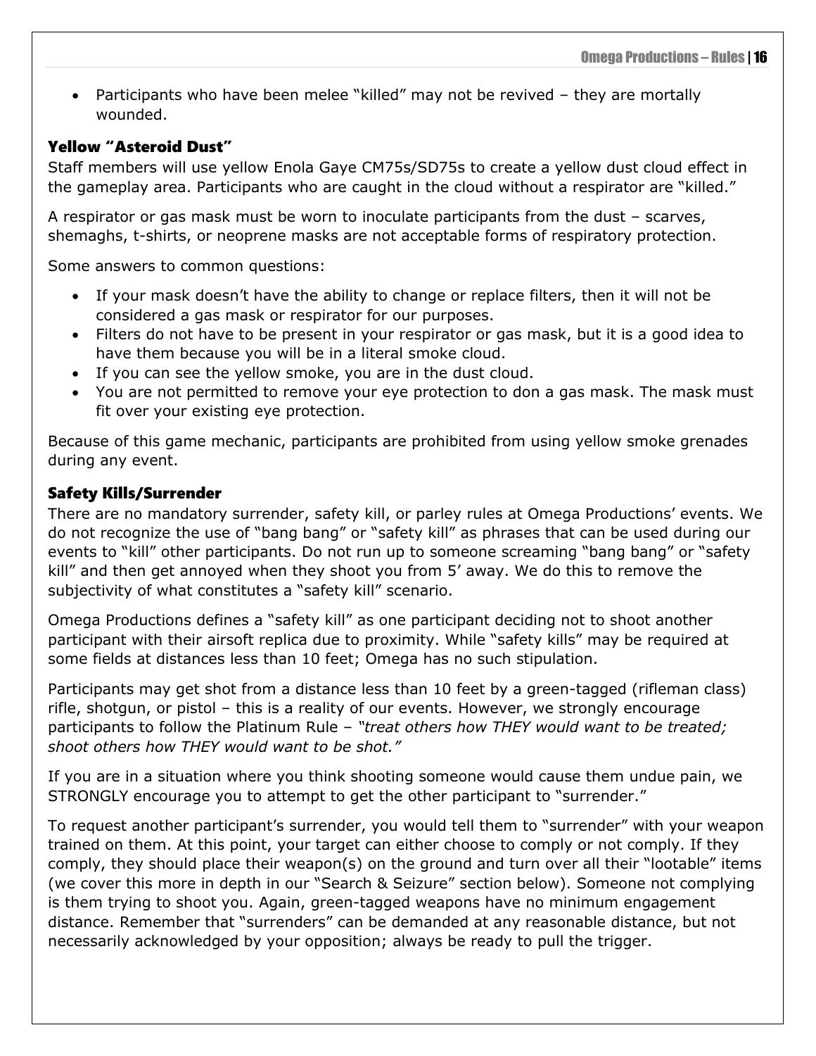- Participants who have been melee "killed" may not be revived – they are mortally wounded.

### Yellow "Asteroid Dust"

Staff members will use yellow Enola Gaye CM75s/SD75s to create a yellow dust cloud effect in the gameplay area. Participants who are caught in the cloud without a respirator are "killed."

A respirator or gas mask must be worn to inoculate participants from the dust – scarves, shemaghs, t-shirts, or neoprene masks are not acceptable forms of respiratory protection.

Some answers to common questions:

- If your mask doesn't have the ability to change or replace filters, then it will not be considered a gas mask or respirator for our purposes.
- Filters do not have to be present in your respirator or gas mask, but it is a good idea to have them because you will be in a literal smoke cloud.
- If you can see the yellow smoke, you are in the dust cloud.
- You are not permitted to remove your eye protection to don a gas mask. The mask must fit over your existing eye protection.

Because of this game mechanic, participants are prohibited from using yellow smoke grenades during any event.

### Safety Kills/Surrender

There are no mandatory surrender, safety kill, or parley rules at Omega Productions' events. We do not recognize the use of "bang bang" or "safety kill" as phrases that can be used during our events to "kill" other participants. Do not run up to someone screaming "bang bang" or "safety kill" and then get annoyed when they shoot you from 5' away. We do this to remove the subjectivity of what constitutes a "safety kill" scenario.

Omega Productions defines a "safety kill" as one participant deciding not to shoot another participant with their airsoft replica due to proximity. While "safety kills" may be required at some fields at distances less than 10 feet; Omega has no such stipulation.

Participants may get shot from a distance less than 10 feet by a green-tagged (rifleman class) rifle, shotgun, or pistol – this is a reality of our events. However, we strongly encourage participants to follow the Platinum Rule – *"treat others how THEY would want to be treated; shoot others how THEY would want to be shot."*

If you are in a situation where you think shooting someone would cause them undue pain, we STRONGLY encourage you to attempt to get the other participant to "surrender."

To request another participant's surrender, you would tell them to "surrender" with your weapon trained on them. At this point, your target can either choose to comply or not comply. If they comply, they should place their weapon(s) on the ground and turn over all their "lootable" items (we cover this more in depth in our "Search & Seizure" section below). Someone not complying is them trying to shoot you. Again, green-tagged weapons have no minimum engagement distance. Remember that "surrenders" can be demanded at any reasonable distance, but not necessarily acknowledged by your opposition; always be ready to pull the trigger.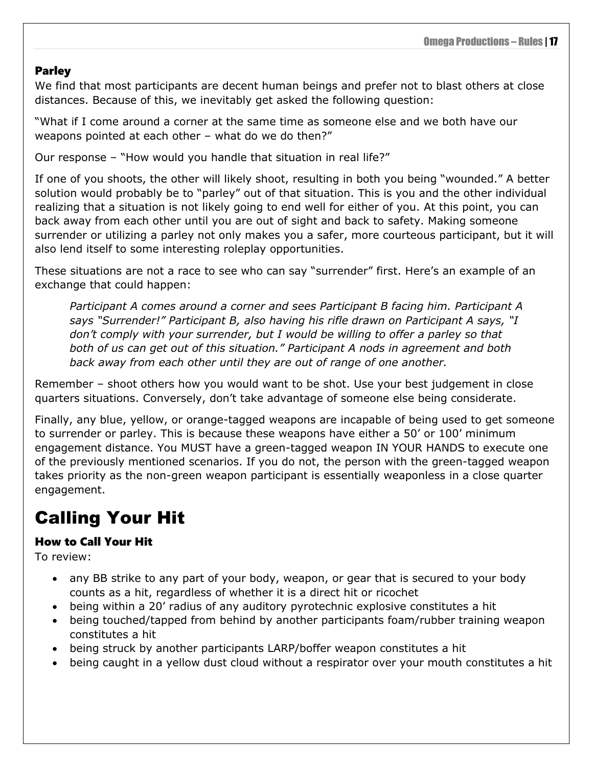### Parley

We find that most participants are decent human beings and prefer not to blast others at close distances. Because of this, we inevitably get asked the following question:

"What if I come around a corner at the same time as someone else and we both have our weapons pointed at each other – what do we do then?"

Our response – "How would you handle that situation in real life?"

If one of you shoots, the other will likely shoot, resulting in both you being "wounded." A better solution would probably be to "parley" out of that situation. This is you and the other individual realizing that a situation is not likely going to end well for either of you. At this point, you can back away from each other until you are out of sight and back to safety. Making someone surrender or utilizing a parley not only makes you a safer, more courteous participant, but it will also lend itself to some interesting roleplay opportunities.

These situations are not a race to see who can say "surrender" first. Here's an example of an exchange that could happen:

> *Participant A comes around a corner and sees Participant B facing him. Participant A says "Surrender!" Participant B, also having his rifle drawn on Participant A says, "I don't comply with your surrender, but I would be willing to offer a parley so that both of us can get out of this situation." Participant A nods in agreement and both back away from each other until they are out of range of one another.*

Remember – shoot others how you would want to be shot. Use your best judgement in close quarters situations. Conversely, don't take advantage of someone else being considerate.

Finally, any blue, yellow, or orange-tagged weapons are incapable of being used to get someone to surrender or parley. This is because these weapons have either a 50' or 100' minimum engagement distance. You MUST have a green-tagged weapon IN YOUR HANDS to execute one of the previously mentioned scenarios. If you do not, the person with the green-tagged weapon takes priority as the non-green weapon participant is essentially weaponless in a close quarter engagement.

## Calling Your Hit

### How to Call Your Hit

To review:

- any BB strike to any part of your body, weapon, or gear that is secured to your body counts as a hit, regardless of whether it is a direct hit or ricochet
- being within a 20' radius of any auditory pyrotechnic explosive constitutes a hit
- being touched/tapped from behind by another participants foam/rubber training weapon constitutes a hit
- being struck by another participants LARP/boffer weapon constitutes a hit
- being caught in a yellow dust cloud without a respirator over your mouth constitutes a hit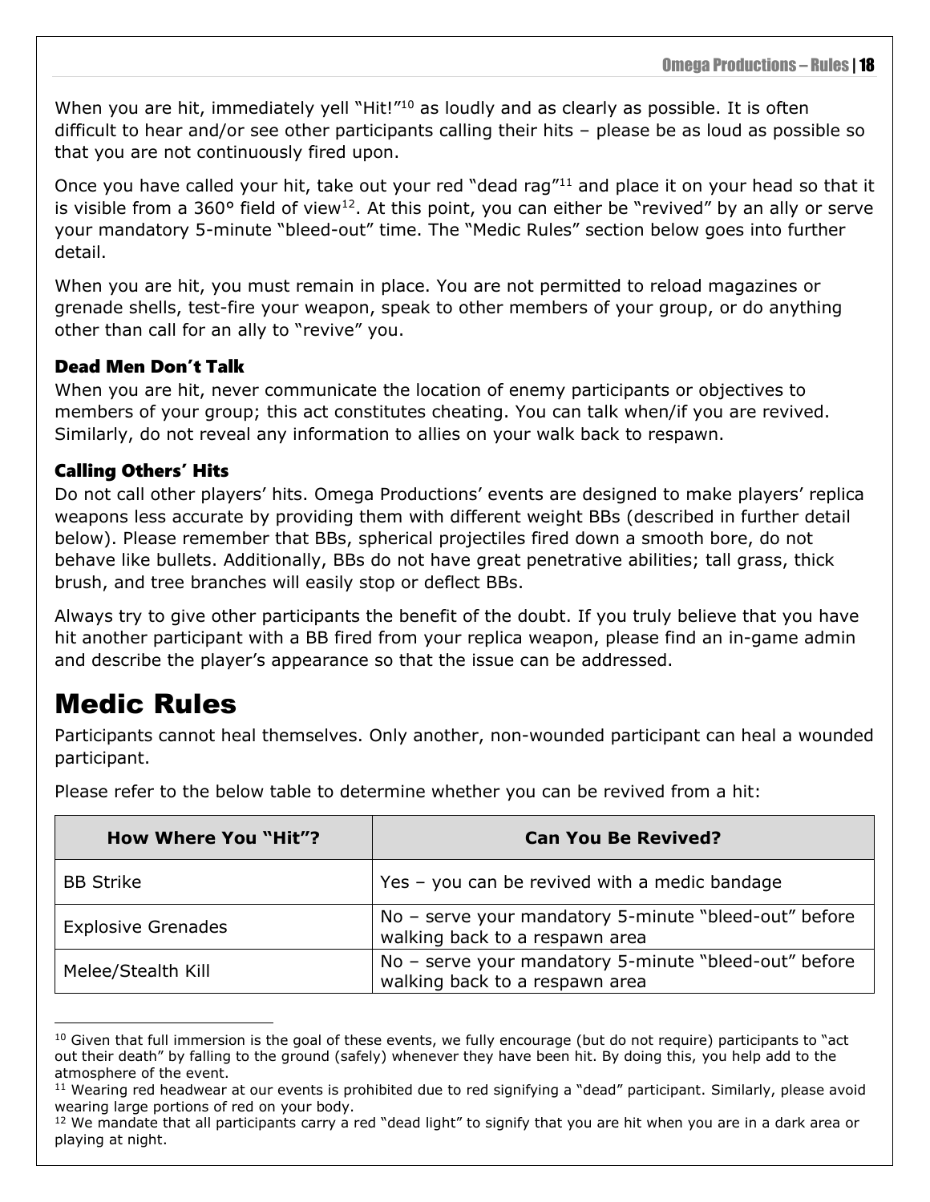When you are hit, immediately yell "Hit!"[10] as loudly and as clearly as possible. It is often difficult to hear and/or see other participants calling their hits – please be as loud as possible so that you are not continuously fired upon.

Once you have called your hit, take out your red "dead rag"[11] and place it on your head so that it is visible from a 360° field of view[12]. At this point, you can either be "revived" by an ally or serve your mandatory 5-minute "bleed-out" time. The "Medic Rules" section below goes into further detail.

When you are hit, you must remain in place. You are not permitted to reload magazines or grenade shells, test-fire your weapon, speak to other members of your group, or do anything other than call for an ally to "revive" you.

### Dead Men Don't Talk

When you are hit, never communicate the location of enemy participants or objectives to members of your group; this act constitutes cheating. You can talk when/if you are revived. Similarly, do not reveal any information to allies on your walk back to respawn.

### Calling Others' Hits

Do not call other players' hits. Omega Productions' events are designed to make players' replica weapons less accurate by providing them with different weight BBs (described in further detail below). Please remember that BBs, spherical projectiles fired down a smooth bore, do not behave like bullets. Additionally, BBs do not have great penetrative abilities; tall grass, thick brush, and tree branches will easily stop or deflect BBs.

Always try to give other participants the benefit of the doubt. If you truly believe that you have hit another participant with a BB fired from your replica weapon, please find an in-game admin and describe the player's appearance so that the issue can be addressed.

# Medic Rules

Participants cannot heal themselves. Only another, non-wounded participant can heal a wounded participant.

Please refer to the below table to determine whether you can be revived from a hit:

| How Where You "Hit"? | Can You Be Revived? |
|---|---|
| BB Strike | Yes – you can be revived with a medic bandage |
| Explosive Grenades | No – serve your mandatory 5-minute "bleed-out" before walking back to a respawn area |
| Melee/Stealth Kill | No – serve your mandatory 5-minute "bleed-out" before walking back to a respawn area |

[10] Given that full immersion is the goal of these events, we fully encourage (but do not require) participants to "act out their death" by falling to the ground (safely) whenever they have been hit. By doing this, you help add to the atmosphere of the event.

[11] Wearing red headwear at our events is prohibited due to red signifying a "dead" participant. Similarly, please avoid wearing large portions of red on your body.

[12] We mandate that all participants carry a red "dead light" to signify that you are hit when you are in a dark area or playing at night.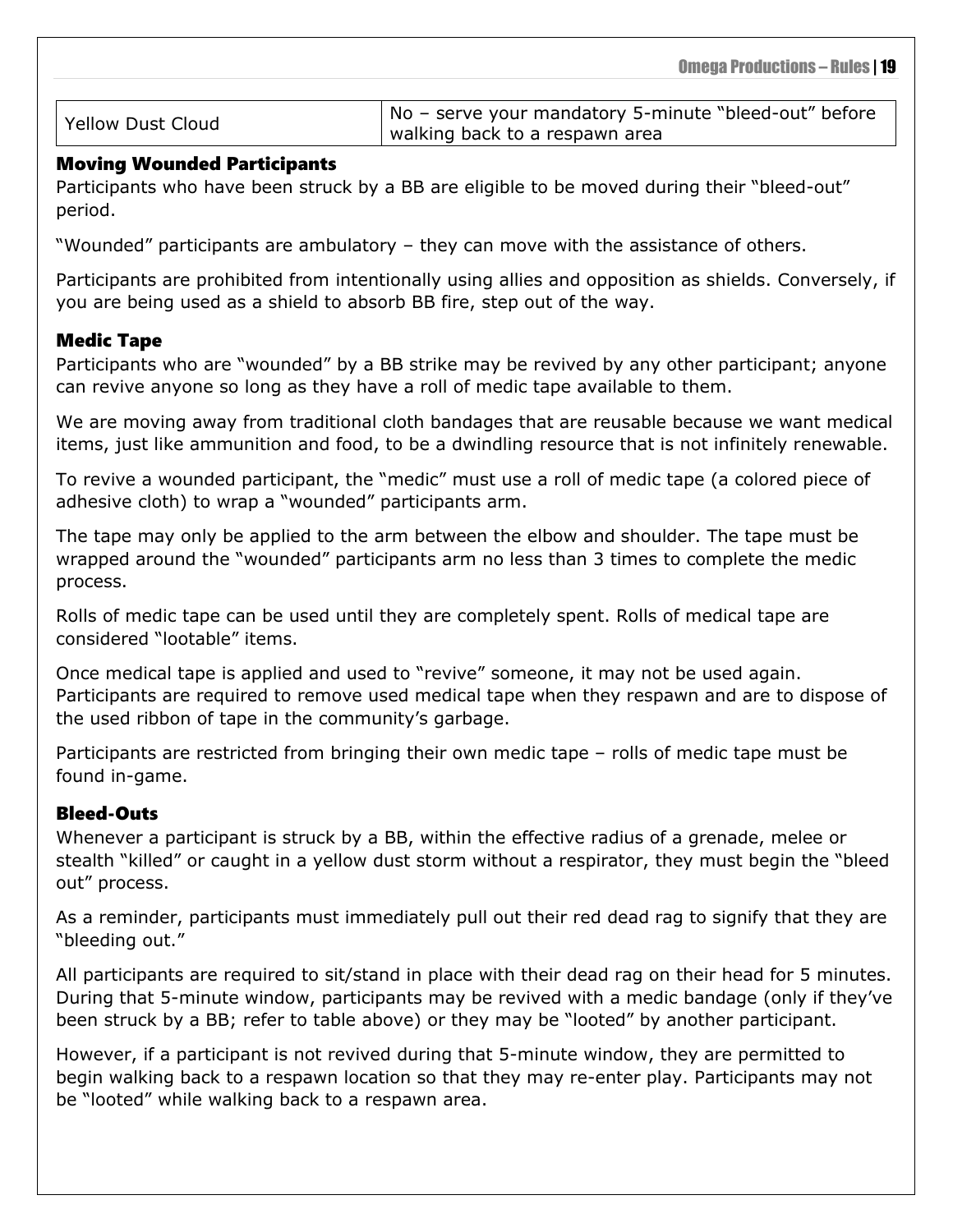| Yellow Dust Cloud | No – serve your mandatory 5-minute "bleed-out" before walking back to a respawn area |
|---|---|

### Moving Wounded Participants

Participants who have been struck by a BB are eligible to be moved during their "bleed-out" period.

"Wounded" participants are ambulatory – they can move with the assistance of others.

Participants are prohibited from intentionally using allies and opposition as shields. Conversely, if you are being used as a shield to absorb BB fire, step out of the way.

### Medic Tape

Participants who are "wounded" by a BB strike may be revived by any other participant; anyone can revive anyone so long as they have a roll of medic tape available to them.

We are moving away from traditional cloth bandages that are reusable because we want medical items, just like ammunition and food, to be a dwindling resource that is not infinitely renewable.

To revive a wounded participant, the "medic" must use a roll of medic tape (a colored piece of adhesive cloth) to wrap a "wounded" participants arm.

The tape may only be applied to the arm between the elbow and shoulder. The tape must be wrapped around the "wounded" participants arm no less than 3 times to complete the medic process.

Rolls of medic tape can be used until they are completely spent. Rolls of medical tape are considered "lootable" items.

Once medical tape is applied and used to "revive" someone, it may not be used again. Participants are required to remove used medical tape when they respawn and are to dispose of the used ribbon of tape in the community's garbage.

Participants are restricted from bringing their own medic tape – rolls of medic tape must be found in-game.

### Bleed-Outs

Whenever a participant is struck by a BB, within the effective radius of a grenade, melee or stealth "killed" or caught in a yellow dust storm without a respirator, they must begin the "bleed out" process.

As a reminder, participants must immediately pull out their red dead rag to signify that they are "bleeding out."

All participants are required to sit/stand in place with their dead rag on their head for 5 minutes. During that 5-minute window, participants may be revived with a medic bandage (only if they've been struck by a BB; refer to table above) or they may be "looted" by another participant.

However, if a participant is not revived during that 5-minute window, they are permitted to begin walking back to a respawn location so that they may re-enter play. Participants may not be "looted" while walking back to a respawn area.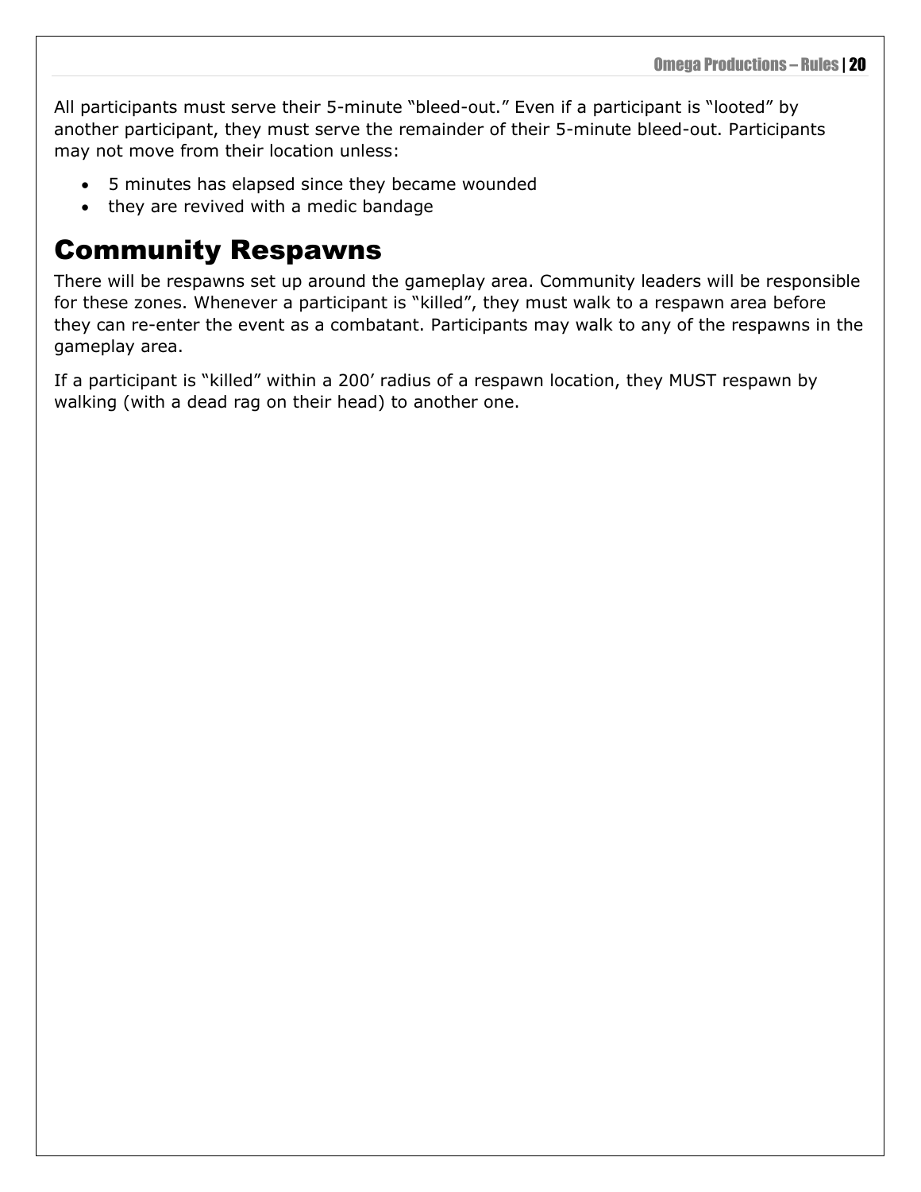All participants must serve their 5-minute “bleed-out.” Even if a participant is “looted” by another participant, they must serve the remainder of their 5-minute bleed-out. Participants may not move from their location unless:

- 5 minutes has elapsed since they became wounded
- they are revived with a medic bandage

# Community Respawns

There will be respawns set up around the gameplay area. Community leaders will be responsible for these zones. Whenever a participant is “killed”, they must walk to a respawn area before they can re-enter the event as a combatant. Participants may walk to any of the respawns in the gameplay area.

If a participant is “killed” within a 200’ radius of a respawn location, they MUST respawn by walking (with a dead rag on their head) to another one.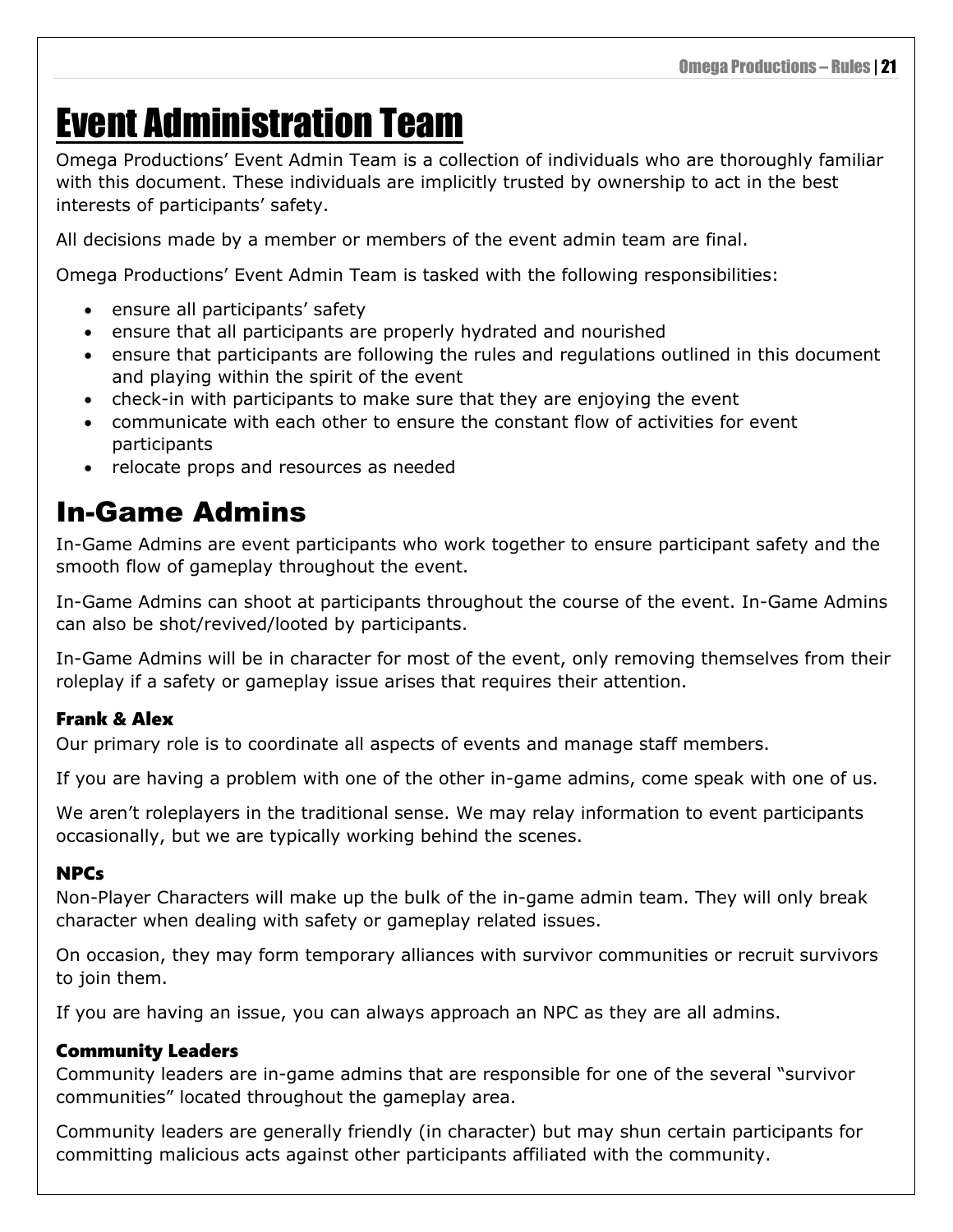# Event Administration Team

Omega Productions' Event Admin Team is a collection of individuals who are thoroughly familiar with this document. These individuals are implicitly trusted by ownership to act in the best interests of participants' safety.

All decisions made by a member or members of the event admin team are final.

Omega Productions' Event Admin Team is tasked with the following responsibilities:

- ensure all participants' safety
- ensure that all participants are properly hydrated and nourished
- ensure that participants are following the rules and regulations outlined in this document and playing within the spirit of the event
- check-in with participants to make sure that they are enjoying the event
- communicate with each other to ensure the constant flow of activities for event participants
- relocate props and resources as needed

## In-Game Admins

In-Game Admins are event participants who work together to ensure participant safety and the smooth flow of gameplay throughout the event.

In-Game Admins can shoot at participants throughout the course of the event. In-Game Admins can also be shot/revived/looted by participants.

In-Game Admins will be in character for most of the event, only removing themselves from their roleplay if a safety or gameplay issue arises that requires their attention.

### Frank & Alex

Our primary role is to coordinate all aspects of events and manage staff members.

If you are having a problem with one of the other in-game admins, come speak with one of us.

We aren't roleplayers in the traditional sense. We may relay information to event participants occasionally, but we are typically working behind the scenes.

### NPCs

Non-Player Characters will make up the bulk of the in-game admin team. They will only break character when dealing with safety or gameplay related issues.

On occasion, they may form temporary alliances with survivor communities or recruit survivors to join them.

If you are having an issue, you can always approach an NPC as they are all admins.

### Community Leaders

Community leaders are in-game admins that are responsible for one of the several "survivor communities" located throughout the gameplay area.

Community leaders are generally friendly (in character) but may shun certain participants for committing malicious acts against other participants affiliated with the community.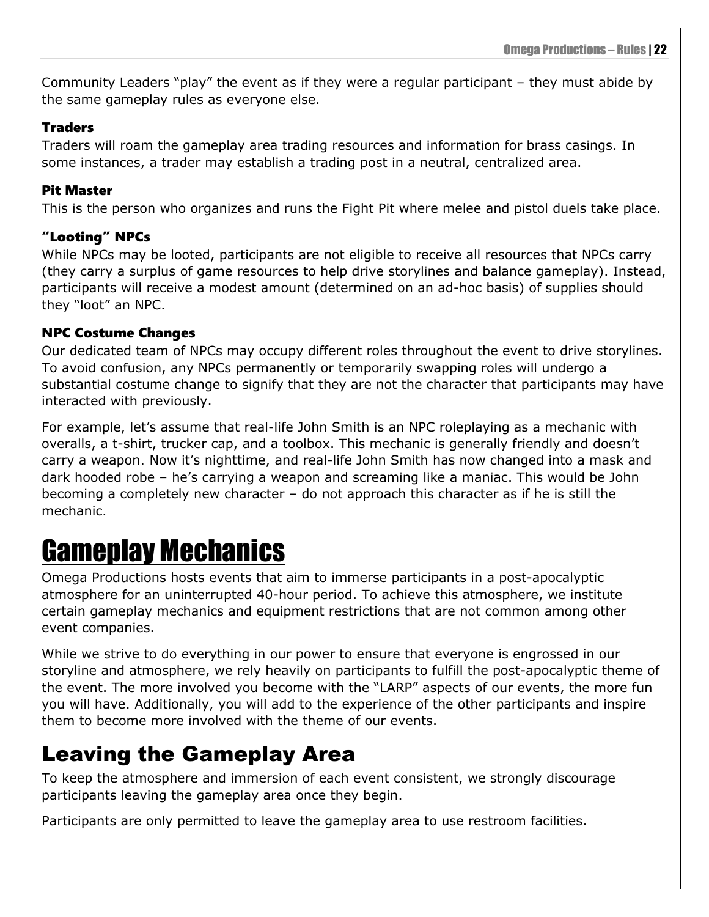Community Leaders "play" the event as if they were a regular participant – they must abide by the same gameplay rules as everyone else.

### Traders

Traders will roam the gameplay area trading resources and information for brass casings. In some instances, a trader may establish a trading post in a neutral, centralized area.

### Pit Master

This is the person who organizes and runs the Fight Pit where melee and pistol duels take place.

### "Looting" NPCs

While NPCs may be looted, participants are not eligible to receive all resources that NPCs carry (they carry a surplus of game resources to help drive storylines and balance gameplay). Instead, participants will receive a modest amount (determined on an ad-hoc basis) of supplies should they "loot" an NPC.

### NPC Costume Changes

Our dedicated team of NPCs may occupy different roles throughout the event to drive storylines. To avoid confusion, any NPCs permanently or temporarily swapping roles will undergo a substantial costume change to signify that they are not the character that participants may have interacted with previously.

For example, let's assume that real-life John Smith is an NPC roleplaying as a mechanic with overalls, a t-shirt, trucker cap, and a toolbox. This mechanic is generally friendly and doesn't carry a weapon. Now it's nighttime, and real-life John Smith has now changed into a mask and dark hooded robe – he's carrying a weapon and screaming like a maniac. This would be John becoming a completely new character – do not approach this character as if he is still the mechanic.

# Gameplay Mechanics

Omega Productions hosts events that aim to immerse participants in a post-apocalyptic atmosphere for an uninterrupted 40-hour period. To achieve this atmosphere, we institute certain gameplay mechanics and equipment restrictions that are not common among other event companies.

While we strive to do everything in our power to ensure that everyone is engrossed in our storyline and atmosphere, we rely heavily on participants to fulfill the post-apocalyptic theme of the event. The more involved you become with the "LARP" aspects of our events, the more fun you will have. Additionally, you will add to the experience of the other participants and inspire them to become more involved with the theme of our events.

## Leaving the Gameplay Area

To keep the atmosphere and immersion of each event consistent, we strongly discourage participants leaving the gameplay area once they begin.

Participants are only permitted to leave the gameplay area to use restroom facilities.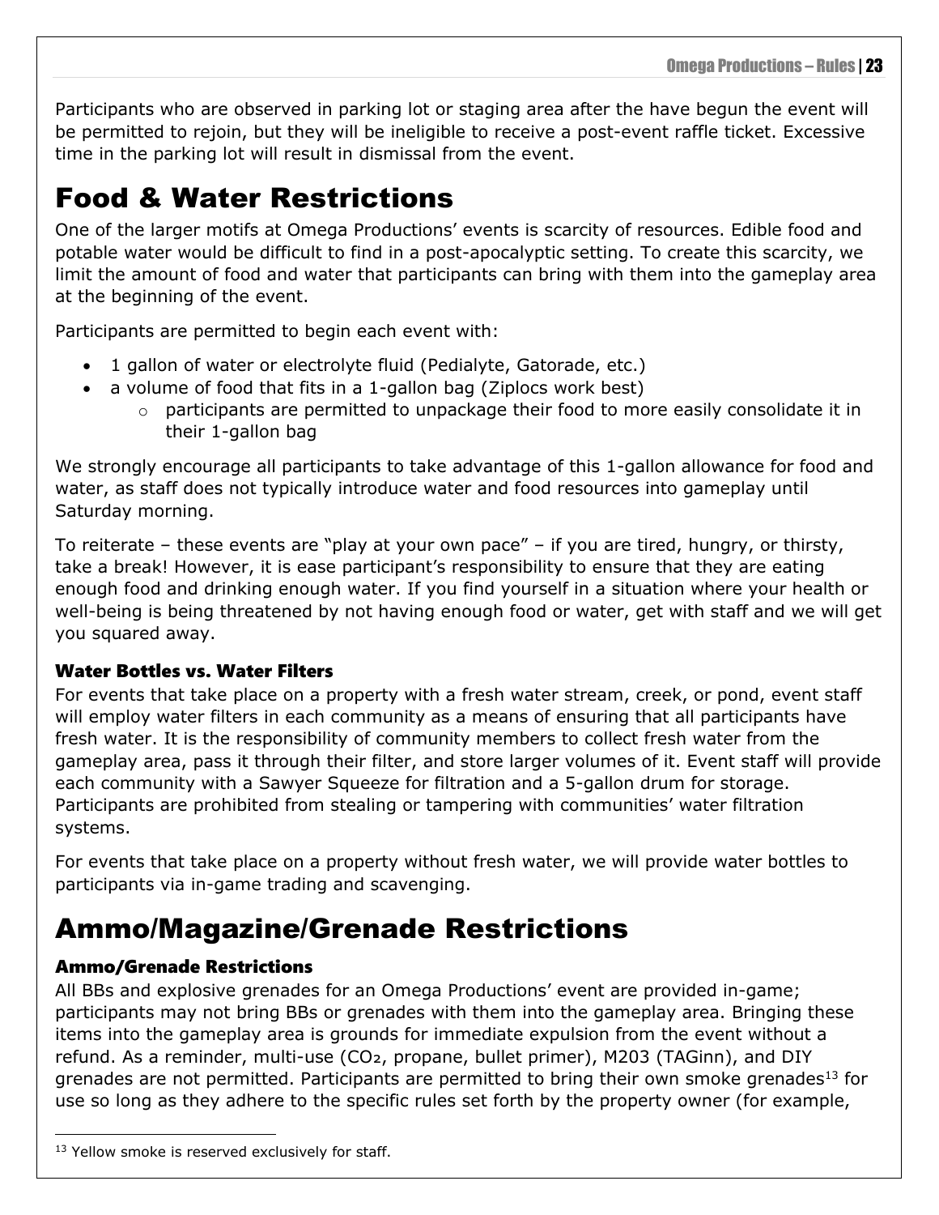Participants who are observed in parking lot or staging area after the have begun the event will be permitted to rejoin, but they will be ineligible to receive a post-event raffle ticket. Excessive time in the parking lot will result in dismissal from the event.

# Food & Water Restrictions

One of the larger motifs at Omega Productions' events is scarcity of resources. Edible food and potable water would be difficult to find in a post-apocalyptic setting. To create this scarcity, we limit the amount of food and water that participants can bring with them into the gameplay area at the beginning of the event.

Participants are permitted to begin each event with:

- 1 gallon of water or electrolyte fluid (Pedialyte, Gatorade, etc.)
- a volume of food that fits in a 1-gallon bag (Ziplocs work best)
  - participants are permitted to unpackage their food to more easily consolidate it in their 1-gallon bag

We strongly encourage all participants to take advantage of this 1-gallon allowance for food and water, as staff does not typically introduce water and food resources into gameplay until Saturday morning.

To reiterate – these events are "play at your own pace" – if you are tired, hungry, or thirsty, take a break! However, it is ease participant's responsibility to ensure that they are eating enough food and drinking enough water. If you find yourself in a situation where your health or well-being is being threatened by not having enough food or water, get with staff and we will get you squared away.

### Water Bottles vs. Water Filters

For events that take place on a property with a fresh water stream, creek, or pond, event staff will employ water filters in each community as a means of ensuring that all participants have fresh water. It is the responsibility of community members to collect fresh water from the gameplay area, pass it through their filter, and store larger volumes of it. Event staff will provide each community with a Sawyer Squeeze for filtration and a 5-gallon drum for storage. Participants are prohibited from stealing or tampering with communities' water filtration systems.

For events that take place on a property without fresh water, we will provide water bottles to participants via in-game trading and scavenging.

# Ammo/Magazine/Grenade Restrictions

### Ammo/Grenade Restrictions

All BBs and explosive grenades for an Omega Productions' event are provided in-game; participants may not bring BBs or grenades with them into the gameplay area. Bringing these items into the gameplay area is grounds for immediate expulsion from the event without a refund. As a reminder, multi-use ($CO_2$, propane, bullet primer), M203 (TAGinn), and DIY grenades are not permitted. Participants are permitted to bring their own smoke grenades[13] for use so long as they adhere to the specific rules set forth by the property owner (for example,

[13] Yellow smoke is reserved exclusively for staff.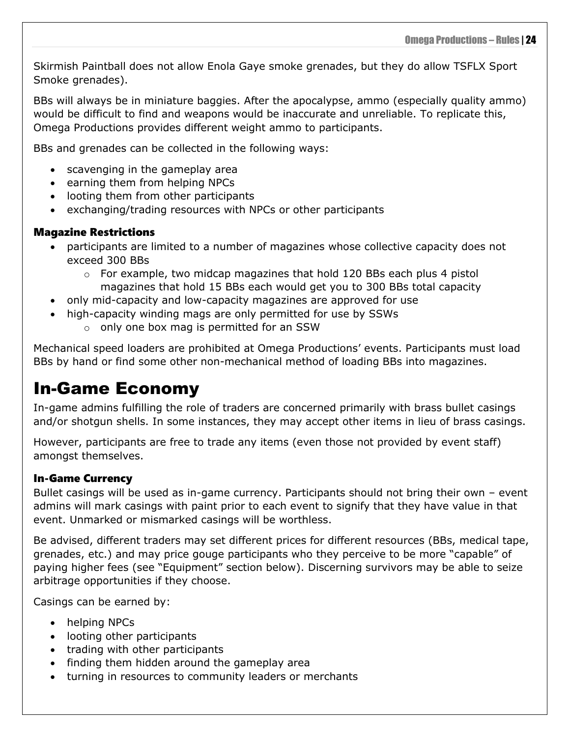Skirmish Paintball does not allow Enola Gaye smoke grenades, but they do allow TSFLX Sport Smoke grenades).

BBs will always be in miniature baggies. After the apocalypse, ammo (especially quality ammo) would be difficult to find and weapons would be inaccurate and unreliable. To replicate this, Omega Productions provides different weight ammo to participants.

BBs and grenades can be collected in the following ways:

- scavenging in the gameplay area
- earning them from helping NPCs
- looting them from other participants
- exchanging/trading resources with NPCs or other participants

### Magazine Restrictions

- participants are limited to a number of magazines whose collective capacity does not exceed 300 BBs
  - For example, two midcap magazines that hold 120 BBs each plus 4 pistol magazines that hold 15 BBs each would get you to 300 BBs total capacity
- only mid-capacity and low-capacity magazines are approved for use
- high-capacity winding mags are only permitted for use by SSWs
  - only one box mag is permitted for an SSW

Mechanical speed loaders are prohibited at Omega Productions' events. Participants must load BBs by hand or find some other non-mechanical method of loading BBs into magazines.

## In-Game Economy

In-game admins fulfilling the role of traders are concerned primarily with brass bullet casings and/or shotgun shells. In some instances, they may accept other items in lieu of brass casings.

However, participants are free to trade any items (even those not provided by event staff) amongst themselves.

### In-Game Currency

Bullet casings will be used as in-game currency. Participants should not bring their own – event admins will mark casings with paint prior to each event to signify that they have value in that event. Unmarked or mismarked casings will be worthless.

Be advised, different traders may set different prices for different resources (BBs, medical tape, grenades, etc.) and may price gouge participants who they perceive to be more "capable" of paying higher fees (see "Equipment" section below). Discerning survivors may be able to seize arbitrage opportunities if they choose.

Casings can be earned by:

- helping NPCs
- looting other participants
- trading with other participants
- finding them hidden around the gameplay area
- turning in resources to community leaders or merchants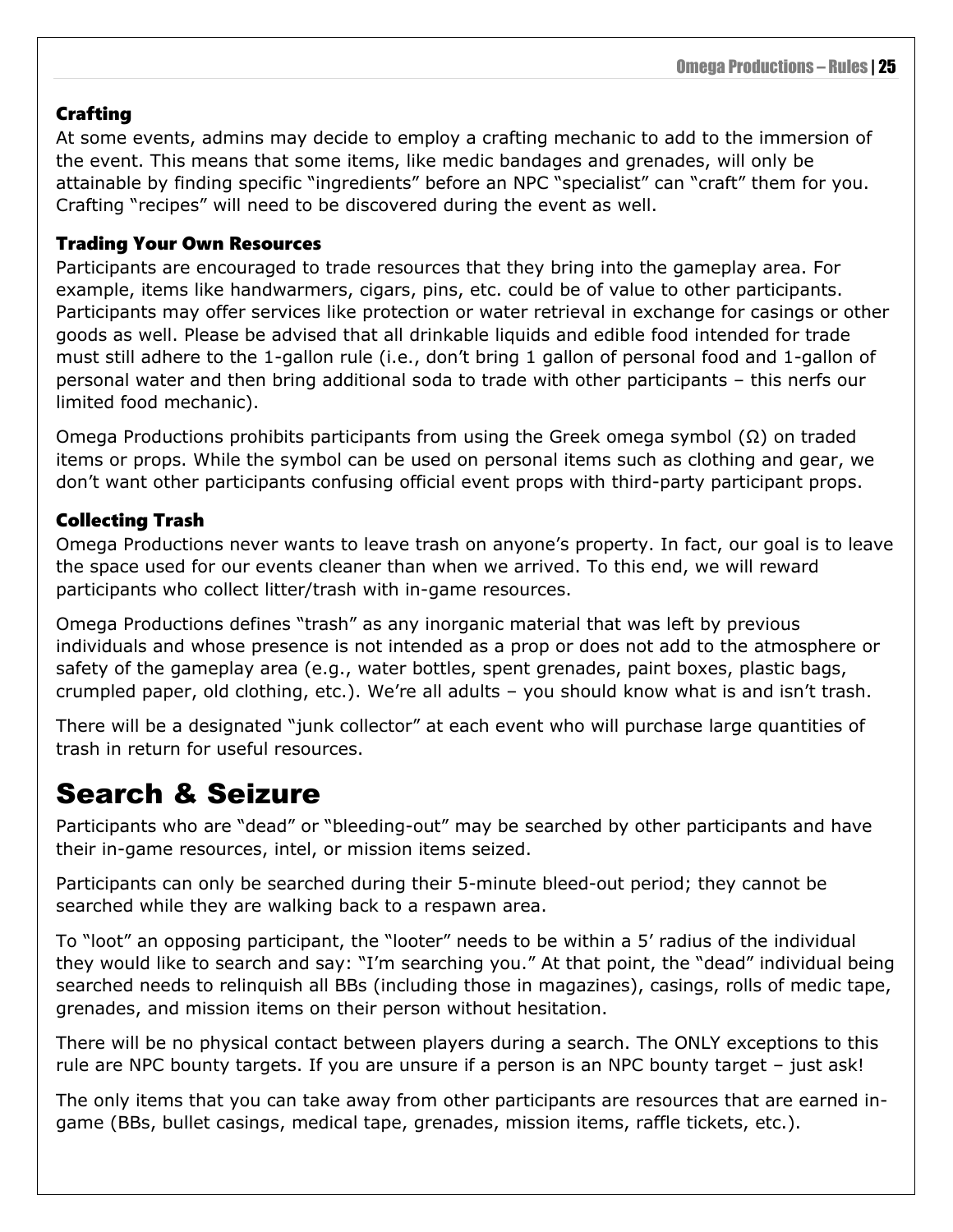### Crafting

At some events, admins may decide to employ a crafting mechanic to add to the immersion of the event. This means that some items, like medic bandages and grenades, will only be attainable by finding specific "ingredients" before an NPC "specialist" can "craft" them for you. Crafting "recipes" will need to be discovered during the event as well.

### Trading Your Own Resources

Participants are encouraged to trade resources that they bring into the gameplay area. For example, items like handwarmers, cigars, pins, etc. could be of value to other participants. Participants may offer services like protection or water retrieval in exchange for casings or other goods as well. Please be advised that all drinkable liquids and edible food intended for trade must still adhere to the 1-gallon rule (i.e., don't bring 1 gallon of personal food and 1-gallon of personal water and then bring additional soda to trade with other participants – this nerfs our limited food mechanic).

Omega Productions prohibits participants from using the Greek omega symbol (Ω) on traded items or props. While the symbol can be used on personal items such as clothing and gear, we don't want other participants confusing official event props with third-party participant props.

### Collecting Trash

Omega Productions never wants to leave trash on anyone's property. In fact, our goal is to leave the space used for our events cleaner than when we arrived. To this end, we will reward participants who collect litter/trash with in-game resources.

Omega Productions defines "trash" as any inorganic material that was left by previous individuals and whose presence is not intended as a prop or does not add to the atmosphere or safety of the gameplay area (e.g., water bottles, spent grenades, paint boxes, plastic bags, crumpled paper, old clothing, etc.). We're all adults – you should know what is and isn't trash.

There will be a designated "junk collector" at each event who will purchase large quantities of trash in return for useful resources.

## Search & Seizure

Participants who are "dead" or "bleeding-out" may be searched by other participants and have their in-game resources, intel, or mission items seized.

Participants can only be searched during their 5-minute bleed-out period; they cannot be searched while they are walking back to a respawn area.

To "loot" an opposing participant, the "looter" needs to be within a 5' radius of the individual they would like to search and say: "I'm searching you." At that point, the "dead" individual being searched needs to relinquish all BBs (including those in magazines), casings, rolls of medic tape, grenades, and mission items on their person without hesitation.

There will be no physical contact between players during a search. The ONLY exceptions to this rule are NPC bounty targets. If you are unsure if a person is an NPC bounty target – just ask!

The only items that you can take away from other participants are resources that are earned in-game (BBs, bullet casings, medical tape, grenades, mission items, raffle tickets, etc.).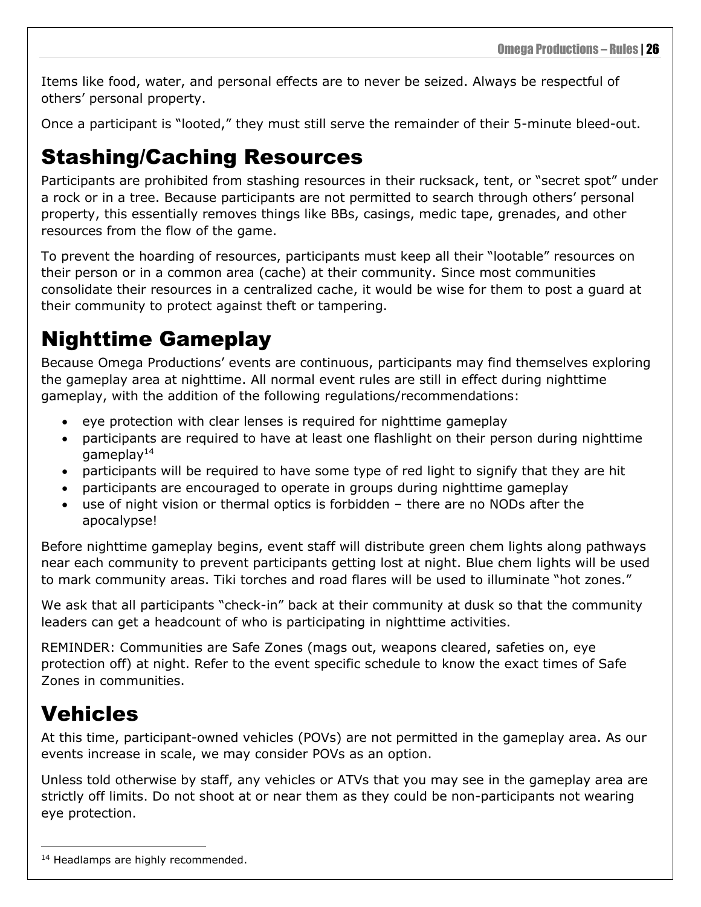Items like food, water, and personal effects are to never be seized. Always be respectful of others' personal property.

Once a participant is "looted," they must still serve the remainder of their 5-minute bleed-out.

# Stashing/Caching Resources

Participants are prohibited from stashing resources in their rucksack, tent, or "secret spot" under a rock or in a tree. Because participants are not permitted to search through others' personal property, this essentially removes things like BBs, casings, medic tape, grenades, and other resources from the flow of the game.

To prevent the hoarding of resources, participants must keep all their "lootable" resources on their person or in a common area (cache) at their community. Since most communities consolidate their resources in a centralized cache, it would be wise for them to post a guard at their community to protect against theft or tampering.

# Nighttime Gameplay

Because Omega Productions' events are continuous, participants may find themselves exploring the gameplay area at nighttime. All normal event rules are still in effect during nighttime gameplay, with the addition of the following regulations/recommendations:

- eye protection with clear lenses is required for nighttime gameplay
- participants are required to have at least one flashlight on their person during nighttime gameplay[14]
- participants will be required to have some type of red light to signify that they are hit
- participants are encouraged to operate in groups during nighttime gameplay
- use of night vision or thermal optics is forbidden – there are no NODs after the apocalypse!

Before nighttime gameplay begins, event staff will distribute green chem lights along pathways near each community to prevent participants getting lost at night. Blue chem lights will be used to mark community areas. Tiki torches and road flares will be used to illuminate "hot zones."

We ask that all participants "check-in" back at their community at dusk so that the community leaders can get a headcount of who is participating in nighttime activities.

REMINDER: Communities are Safe Zones (mags out, weapons cleared, safeties on, eye protection off) at night. Refer to the event specific schedule to know the exact times of Safe Zones in communities.

# Vehicles

At this time, participant-owned vehicles (POVs) are not permitted in the gameplay area. As our events increase in scale, we may consider POVs as an option.

Unless told otherwise by staff, any vehicles or ATVs that you may see in the gameplay area are strictly off limits. Do not shoot at or near them as they could be non-participants not wearing eye protection.

---

[14] Headlamps are highly recommended.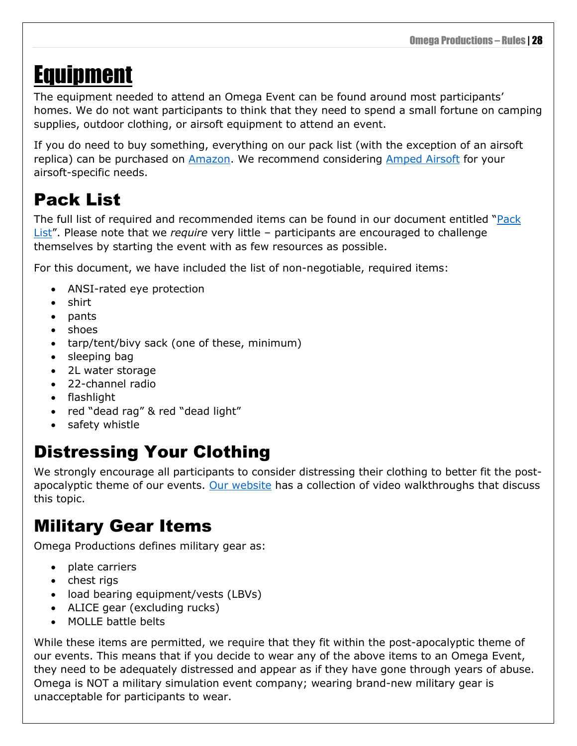# Equipment

The equipment needed to attend an Omega Event can be found around most participants' homes. We do not want participants to think that they need to spend a small fortune on camping supplies, outdoor clothing, or airsoft equipment to attend an event.

If you do need to buy something, everything on our pack list (with the exception of an airsoft replica) can be purchased on Amazon. We recommend considering Amped Airsoft for your airsoft-specific needs.

## Pack List

The full list of required and recommended items can be found in our document entitled "Pack List". Please note that we *require* very little – participants are encouraged to challenge themselves by starting the event with as few resources as possible.

For this document, we have included the list of non-negotiable, required items:

- ANSI-rated eye protection
- shirt
- pants
- shoes
- tarp/tent/bivy sack (one of these, minimum)
- sleeping bag
- 2L water storage
- 22-channel radio
- flashlight
- red "dead rag" & red "dead light"
- safety whistle

## Distressing Your Clothing

We strongly encourage all participants to consider distressing their clothing to better fit the post-apocalyptic theme of our events. Our website has a collection of video walkthroughs that discuss this topic.

## Military Gear Items

Omega Productions defines military gear as:

- plate carriers
- chest rigs
- load bearing equipment/vests (LBVs)
- ALICE gear (excluding rucks)
- MOLLE battle belts

While these items are permitted, we require that they fit within the post-apocalyptic theme of our events. This means that if you decide to wear any of the above items to an Omega Event, they need to be adequately distressed and appear as if they have gone through years of abuse. Omega is NOT a military simulation event company; wearing brand-new military gear is unacceptable for participants to wear.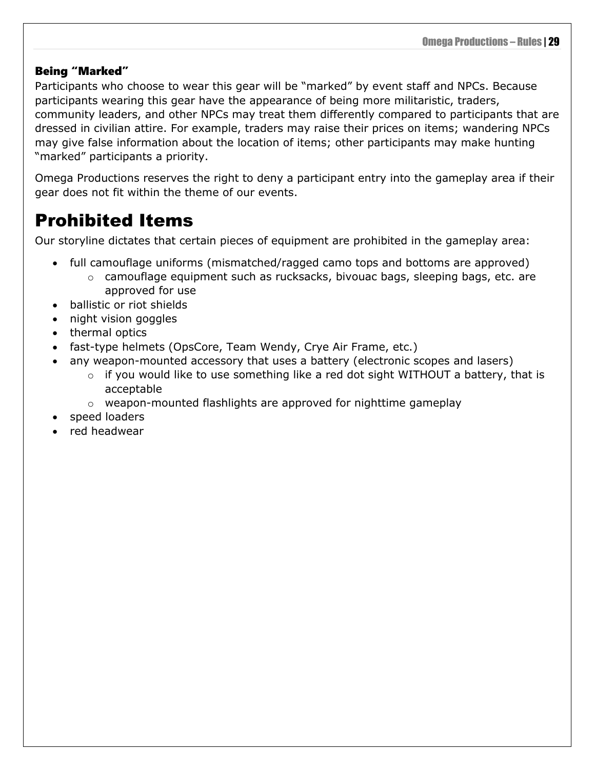### Being "Marked"

Participants who choose to wear this gear will be "marked" by event staff and NPCs. Because participants wearing this gear have the appearance of being more militaristic, traders, community leaders, and other NPCs may treat them differently compared to participants that are dressed in civilian attire. For example, traders may raise their prices on items; wandering NPCs may give false information about the location of items; other participants may make hunting "marked" participants a priority.

Omega Productions reserves the right to deny a participant entry into the gameplay area if their gear does not fit within the theme of our events.

# Prohibited Items

Our storyline dictates that certain pieces of equipment are prohibited in the gameplay area:

- full camouflage uniforms (mismatched/ragged camo tops and bottoms are approved)
  - camouflage equipment such as rucksacks, bivouac bags, sleeping bags, etc. are approved for use
- ballistic or riot shields
- night vision goggles
- thermal optics
- fast-type helmets (OpsCore, Team Wendy, Crye Air Frame, etc.)
- any weapon-mounted accessory that uses a battery (electronic scopes and lasers)
  - if you would like to use something like a red dot sight WITHOUT a battery, that is acceptable
  - weapon-mounted flashlights are approved for nighttime gameplay
- speed loaders
- red headwear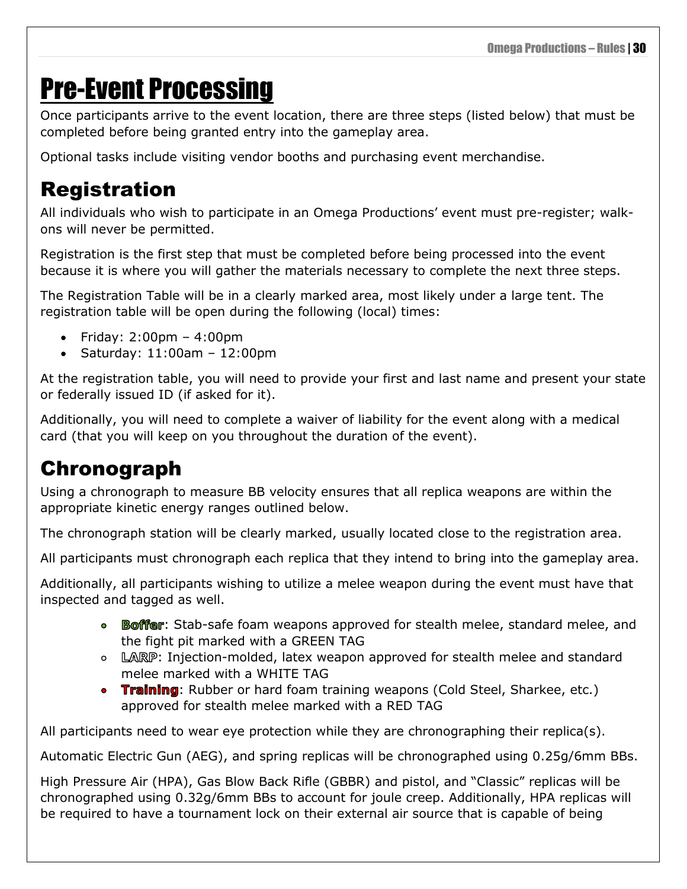# Pre-Event Processing

Once participants arrive to the event location, there are three steps (listed below) that must be completed before being granted entry into the gameplay area.

Optional tasks include visiting vendor booths and purchasing event merchandise.

## Registration

All individuals who wish to participate in an Omega Productions' event must pre-register; walk-ons will never be permitted.

Registration is the first step that must be completed before being processed into the event because it is where you will gather the materials necessary to complete the next three steps.

The Registration Table will be in a clearly marked area, most likely under a large tent. The registration table will be open during the following (local) times:

- Friday: 2:00pm – 4:00pm
- Saturday: 11:00am – 12:00pm

At the registration table, you will need to provide your first and last name and present your state or federally issued ID (if asked for it).

Additionally, you will need to complete a waiver of liability for the event along with a medical card (that you will keep on you throughout the duration of the event).

## Chronograph

Using a chronograph to measure BB velocity ensures that all replica weapons are within the appropriate kinetic energy ranges outlined below.

The chronograph station will be clearly marked, usually located close to the registration area.

All participants must chronograph each replica that they intend to bring into the gameplay area.

Additionally, all participants wishing to utilize a melee weapon during the event must have that inspected and tagged as well.

- **Boffer**: Stab-safe foam weapons approved for stealth melee, standard melee, and the fight pit marked with a GREEN TAG
- **LARP**: Injection-molded, latex weapon approved for stealth melee and standard melee marked with a WHITE TAG
- **Training**: Rubber or hard foam training weapons (Cold Steel, Sharkee, etc.) approved for stealth melee marked with a RED TAG

All participants need to wear eye protection while they are chronographing their replica(s).

Automatic Electric Gun (AEG), and spring replicas will be chronographed using 0.25g/6mm BBs.

High Pressure Air (HPA), Gas Blow Back Rifle (GBBR) and pistol, and "Classic" replicas will be chronographed using 0.32g/6mm BBs to account for joule creep. Additionally, HPA replicas will be required to have a tournament lock on their external air source that is capable of being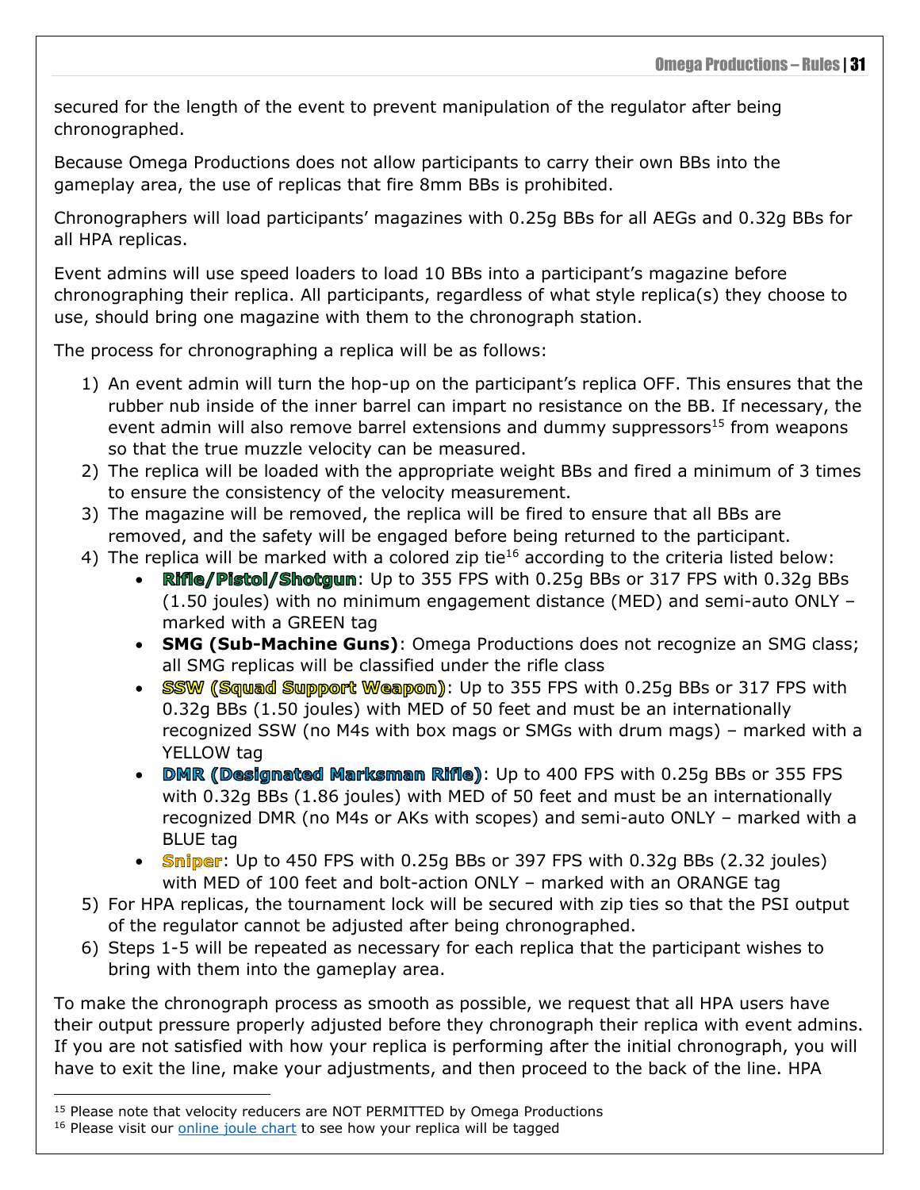secured for the length of the event to prevent manipulation of the regulator after being chronographed.

Because Omega Productions does not allow participants to carry their own BBs into the gameplay area, the use of replicas that fire 8mm BBs is prohibited.

Chronographers will load participants' magazines with 0.25g BBs for all AEGs and 0.32g BBs for all HPA replicas.

Event admins will use speed loaders to load 10 BBs into a participant's magazine before chronographing their replica. All participants, regardless of what style replica(s) they choose to use, should bring one magazine with them to the chronograph station.

The process for chronographing a replica will be as follows:

1) An event admin will turn the hop-up on the participant's replica OFF. This ensures that the rubber nub inside of the inner barrel can impart no resistance on the BB. If necessary, the event admin will also remove barrel extensions and dummy suppressors[15] from weapons so that the true muzzle velocity can be measured.
2) The replica will be loaded with the appropriate weight BBs and fired a minimum of 3 times to ensure the consistency of the velocity measurement.
3) The magazine will be removed, the replica will be fired to ensure that all BBs are removed, and the safety will be engaged before being returned to the participant.
4) The replica will be marked with a colored zip tie[16] according to the criteria listed below:
   - **Rifle/Pistol/Shotgun**: Up to 355 FPS with 0.25g BBs or 317 FPS with 0.32g BBs (1.50 joules) with no minimum engagement distance (MED) and semi-auto ONLY – marked with a GREEN tag
   - **SMG (Sub-Machine Guns)**: Omega Productions does not recognize an SMG class; all SMG replicas will be classified under the rifle class
   - **SSW (Squad Support Weapon)**: Up to 355 FPS with 0.25g BBs or 317 FPS with 0.32g BBs (1.50 joules) with MED of 50 feet and must be an internationally recognized SSW (no M4s with box mags or SMGs with drum mags) – marked with a YELLOW tag
   - **DMR (Designated Marksman Rifle)**: Up to 400 FPS with 0.25g BBs or 355 FPS with 0.32g BBs (1.86 joules) with MED of 50 feet and must be an internationally recognized DMR (no M4s or AKs with scopes) and semi-auto ONLY – marked with a BLUE tag
   - **Sniper**: Up to 450 FPS with 0.25g BBs or 397 FPS with 0.32g BBs (2.32 joules) with MED of 100 feet and bolt-action ONLY – marked with an ORANGE tag
5) For HPA replicas, the tournament lock will be secured with zip ties so that the PSI output of the regulator cannot be adjusted after being chronographed.
6) Steps 1-5 will be repeated as necessary for each replica that the participant wishes to bring with them into the gameplay area.

To make the chronograph process as smooth as possible, we request that all HPA users have their output pressure properly adjusted before they chronograph their replica with event admins. If you are not satisfied with how your replica is performing after the initial chronograph, you will have to exit the line, make your adjustments, and then proceed to the back of the line. HPA

[15] Please note that velocity reducers are NOT PERMITTED by Omega Productions

[16] Please visit our online joule chart to see how your replica will be tagged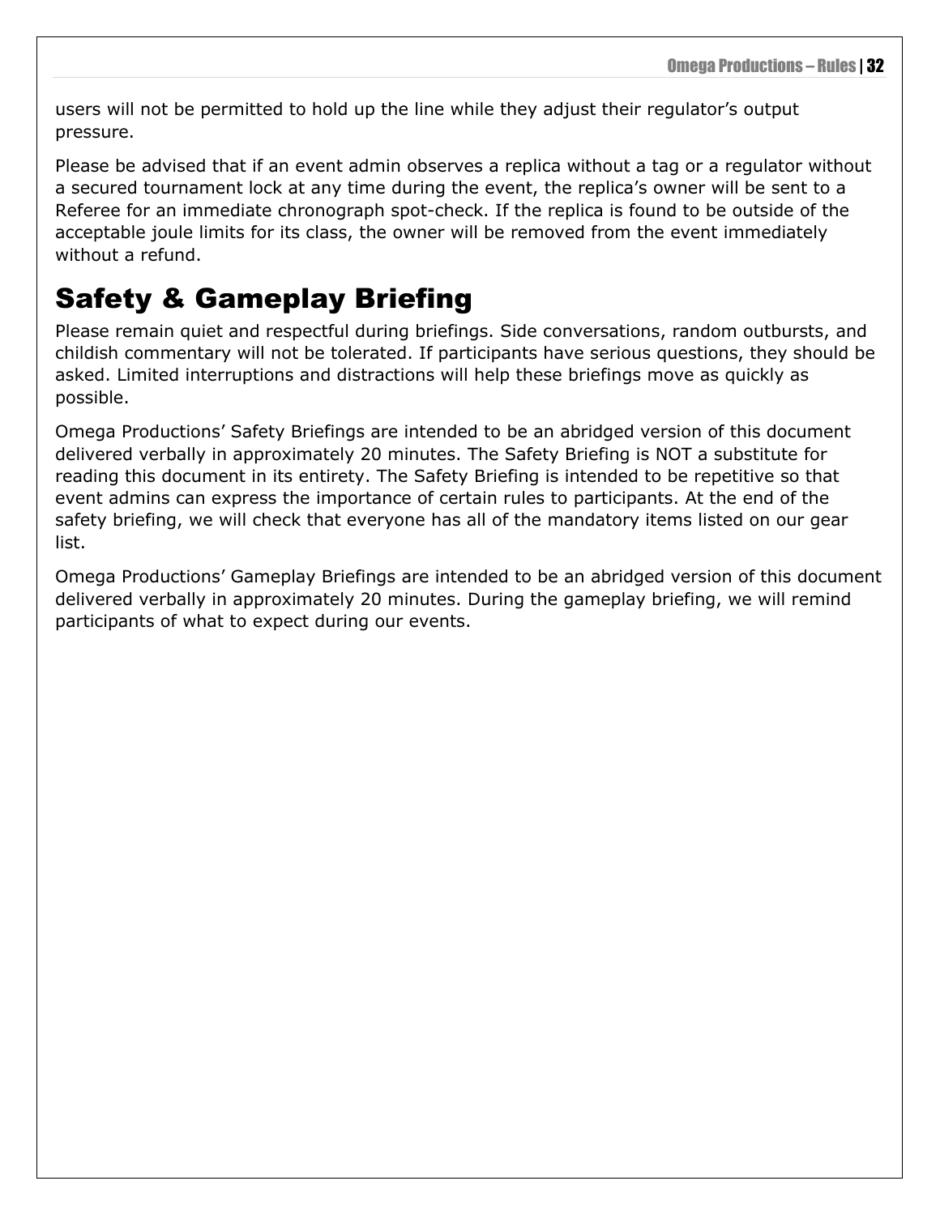users will not be permitted to hold up the line while they adjust their regulator's output pressure.

Please be advised that if an event admin observes a replica without a tag or a regulator without a secured tournament lock at any time during the event, the replica's owner will be sent to a Referee for an immediate chronograph spot-check. If the replica is found to be outside of the acceptable joule limits for its class, the owner will be removed from the event immediately without a refund.

# Safety & Gameplay Briefing

Please remain quiet and respectful during briefings. Side conversations, random outbursts, and childish commentary will not be tolerated. If participants have serious questions, they should be asked. Limited interruptions and distractions will help these briefings move as quickly as possible.

Omega Productions' Safety Briefings are intended to be an abridged version of this document delivered verbally in approximately 20 minutes. The Safety Briefing is NOT a substitute for reading this document in its entirety. The Safety Briefing is intended to be repetitive so that event admins can express the importance of certain rules to participants. At the end of the safety briefing, we will check that everyone has all of the mandatory items listed on our gear list.

Omega Productions' Gameplay Briefings are intended to be an abridged version of this document delivered verbally in approximately 20 minutes. During the gameplay briefing, we will remind participants of what to expect during our events.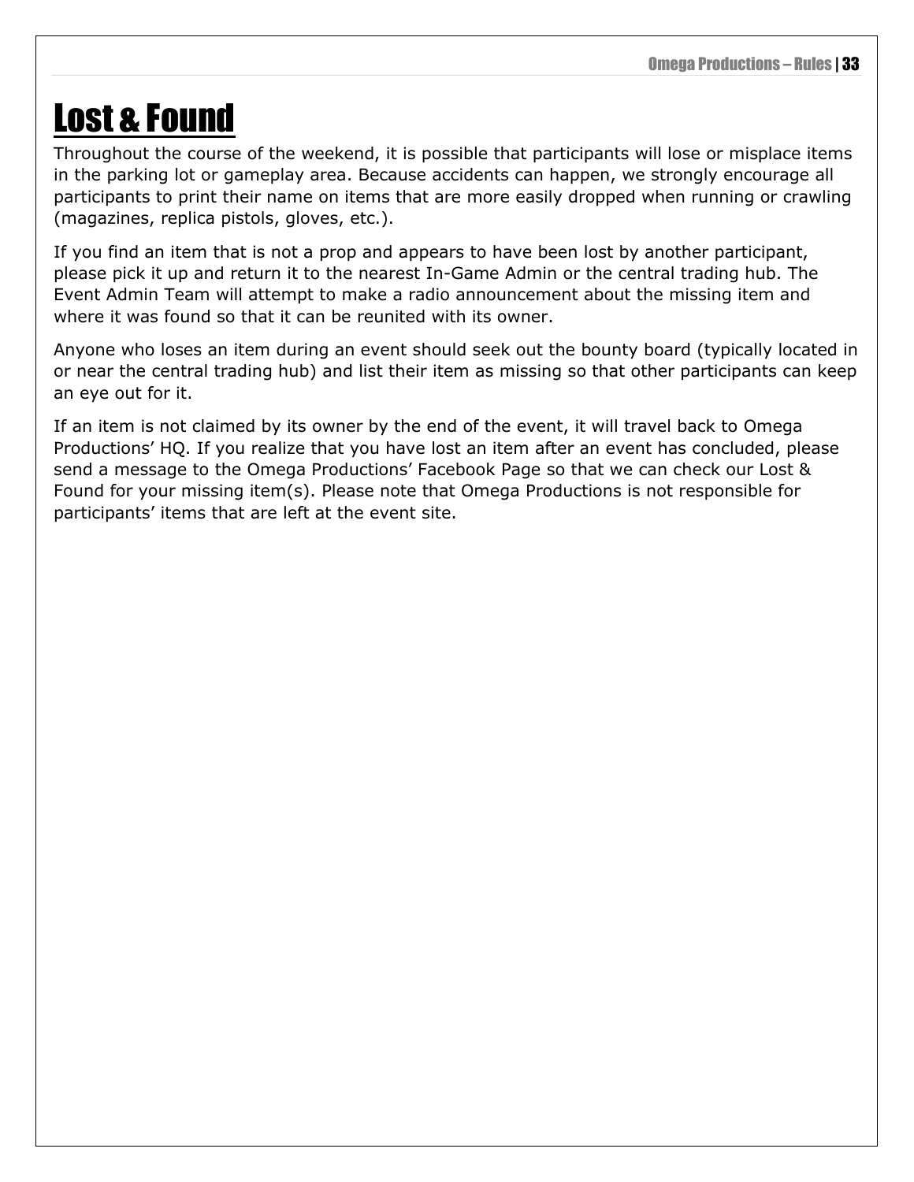# Lost & Found

Throughout the course of the weekend, it is possible that participants will lose or misplace items in the parking lot or gameplay area. Because accidents can happen, we strongly encourage all participants to print their name on items that are more easily dropped when running or crawling (magazines, replica pistols, gloves, etc.).

If you find an item that is not a prop and appears to have been lost by another participant, please pick it up and return it to the nearest In-Game Admin or the central trading hub. The Event Admin Team will attempt to make a radio announcement about the missing item and where it was found so that it can be reunited with its owner.

Anyone who loses an item during an event should seek out the bounty board (typically located in or near the central trading hub) and list their item as missing so that other participants can keep an eye out for it.

If an item is not claimed by its owner by the end of the event, it will travel back to Omega Productions' HQ. If you realize that you have lost an item after an event has concluded, please send a message to the Omega Productions' Facebook Page so that we can check our Lost & Found for your missing item(s). Please note that Omega Productions is not responsible for participants' items that are left at the event site.